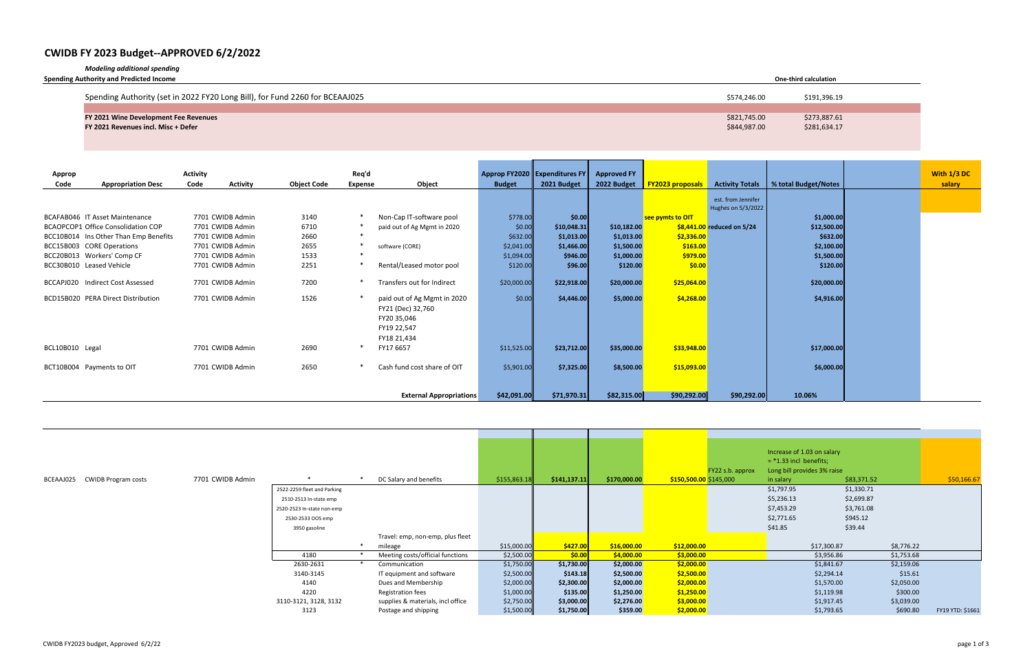# CWIDB FY 2023 Budget--APPROVED 6/2/2022

*Modeling additional spending*

**Spending Authority and Predicted Income**

| | | One-third calculation |
|---|---|---|
| Spending Authority (set in 2022 FY20 Long Bill), for Fund 2260 for BCEAAJ025 | $574,246.00 | $191,396.19 |
| **FY 2021 Wine Development Fee Revenues** | $821,745.00 | $273,887.61 |
| **FY 2021 Revenues incl. Misc + Defer** | $844,987.00 | $281,634.17 |

| Approp Code | Appropriation Desc | Activity Code | Activity | Object Code | Req'd Expense | Object | Approp FY2020 Budget | Expenditures FY 2021 Budget | Approved FY 2022 Budget | FY2023 proposals | Activity Totals | % total Budget/Notes | | With 1/3 DC salary |
|---|---|---|---|---|---|---|---|---|---|---|---|---|---|---|
| | | | | | | | | | | | est. from Jennifer Hughes on 5/3/2022 | | | |
| BCAFAB046 | IT Asset Maintenance | 7701 | CWIDB Admin | 3140 | * | Non-Cap IT-software pool | $778.00 | $0.00 | | see pymts to OIT | | $1,000.00 | | |
| BCAOPCOP1 | Office Consolidation COP | 7701 | CWIDB Admin | 6710 | * | paid out of Ag Mgmt in 2020 | $0.00 | $10,048.31 | $10,182.00 | $8,441.00 | reduced on 5/24 | $12,500.00 | | |
| BCC10B014 | Ins Other Than Emp Benefits | 7701 | CWIDB Admin | 2660 | * | | $632.00 | $1,013.00 | $1,013.00 | $2,336.00 | | $632.00 | | |
| BCC15B003 | CORE Operations | 7701 | CWIDB Admin | 2655 | * | software (CORE) | $2,041.00 | $1,466.00 | $1,500.00 | $163.00 | | $2,100.00 | | |
| BCC20B013 | Workers' Comp CF | 7701 | CWIDB Admin | 1533 | * | | $1,094.00 | $946.00 | $1,000.00 | $979.00 | | $1,500.00 | | |
| BCC30B010 | Leased Vehicle | 7701 | CWIDB Admin | 2251 | * | Rental/Leased motor pool | $120.00 | $96.00 | $120.00 | $0.00 | | $120.00 | | |
| BCCAPJ020 | Indirect Cost Assessed | 7701 | CWIDB Admin | 7200 | * | Transfers out for Indirect | $20,000.00 | $22,918.00 | $20,000.00 | $25,064.00 | | $20,000.00 | | |
| BCD15B020 | PERA Direct Distribution | 7701 | CWIDB Admin | 1526 | * | paid out of Ag Mgmt in 2020<br>FY21 (Dec) 32,760<br>FY20 35,046<br>FY19 22,547<br>FY18 21,434 | $0.00 | $4,446.00 | $5,000.00 | $4,268.00 | | $4,916.00 | | |
| BCL10B010 | Legal | 7701 | CWIDB Admin | 2690 | * | FY17 6657 | $11,525.00 | $23,712.00 | $35,000.00 | $33,948.00 | | $17,000.00 | | |
| BCT10B004 | Payments to OIT | 7701 | CWIDB Admin | 2650 | * | Cash fund cost share of OIT | $5,901.00 | $7,325.00 | $8,500.00 | $15,093.00 | | $6,000.00 | | |
| | | | | | | **External Appropriations** | **$42,091.00** | **$71,970.31** | **$82,315.00** | **$90,292.00** | **$90,292.00** | **10.06%** | | |

| Approp Code | Appropriation Desc | Activity Code | Activity | Object Code | Req'd Expense | Object | Approp FY2020 Budget | Expenditures FY 2021 Budget | Approved FY 2022 Budget | FY2023 proposals | FY22 s.b. approx | Increase of 1.03 on salary = *1.33 incl benefits; Long bill provides 3% raise in salary | | With 1/3 DC salary |
|---|---|---|---|---|---|---|---|---|---|---|---|---|---|---|
| BCEAAJ025 | CWIDB Program costs | 7701 | CWIDB Admin | * | * | DC Salary and benefits | $155,863.18 | $141,137.11 | $170,000.00 | $150,500.00 | $145,000 | | $83,371.52 | $50,166.67 |
| | | | | 2522-2259 fleet and Parking | | | | | | | | $1,797.95 | $1,330.71 | |
| | | | | 2510-2513 In-state emp | | | | | | | | $5,236.13 | $2,699.87 | |
| | | | | 2520-2523 In-state non-emp | | | | | | | | $7,453.29 | $3,761.08 | |
| | | | | 2530-2533 OOS emp | | | | | | | | $2,771.65 | $945.12 | |
| | | | | 3950 gasoline | | | | | | | | $41.85 | $39.44 | |
| | | | | | * | Travel: emp, non-emp, plus fleet mileage | $15,000.00 | $427.00 | $16,000.00 | $12,000.00 | | $17,300.87 | $8,776.22 | |
| | | | | 4180 | * | Meeting costs/official functions | $2,500.00 | $0.00 | $4,000.00 | $3,000.00 | | $3,956.86 | $1,753.68 | |
| | | | | 2630-2631 | * | Communication | $1,750.00 | $1,730.00 | $2,000.00 | $2,000.00 | | $1,841.67 | $2,159.06 | |
| | | | | 3140-3145 | | IT equipment and software | $2,500.00 | $143.18 | $2,500.00 | $2,500.00 | | $2,294.14 | $15.61 | |
| | | | | 4140 | | Dues and Membership | $2,000.00 | $2,300.00 | $2,000.00 | $2,000.00 | | $1,570.00 | $2,050.00 | |
| | | | | 4220 | | Registration fees | $1,000.00 | $135.00 | $1,250.00 | $1,250.00 | | $1,119.98 | $300.00 | |
| | | | | 3110-3121, 3128, 3132 | | supplies & materials, incl office | $2,750.00 | $3,000.00 | $2,276.00 | $3,000.00 | | $1,917.45 | $3,039.00 | |
| | | | | 3123 | | Postage and shipping | $1,500.00 | $1,750.00 | $359.00 | $2,000.00 | | $1,793.65 | $690.80 | FY19 YTD: $1661 |

CWIDB FY2023 budget, Approved 6/2/22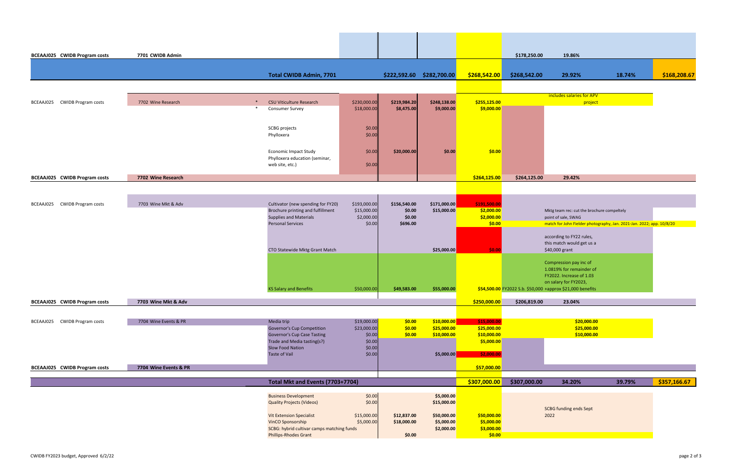| | | | | | | | | | | | |
|---|---|---|---|---|---|---|---|---|---|---|---|
| BCEAAJ025 CWIDB Program costs | 7701 CWIDB Admin | | | | | | | $178,250.00 | 19.86% | | |
| | | | Total CWIDB Admin, 7701 | | $222,592.60 | $282,700.00 | $268,542.00 | $268,542.00 | 29.92% | 18.74% | $168,208.67 |
| BCEAAJ025 CWIDB Program costs | 7702 Wine Research | * | CSU Viticulture Research | $230,000.00 | $219,984.20 | $248,138.00 | $255,125.00 | | includes salaries for APV project | | |
| | | * | Consumer Survey | $18,000.00 | $8,475.00 | $9,000.00 | $9,000.00 | | | | |
| | | | SCBG projects | $0.00 | | | | | | | |
| | | | Phylloxera | $0.00 | | | | | | | |
| | | | Economic Impact Study | $0.00 | $20,000.00 | $0.00 | $0.00 | | | | |
| | | | Phylloxera education (seminar, web site, etc.) | $0.00 | | | | | | | |
| BCEAAJ025 CWIDB Program costs | 7702 Wine Research | | | | | | $264,125.00 | $264,125.00 | 29.42% | | |
| BCEAAJ025 CWIDB Program costs | 7703 Wine Mkt & Adv | | Cultivator (new spending for FY20) | $193,000.00 | $156,540.00 | $171,000.00 | $191,500.00 | | | | |
| | | | Brochure printing and fulfillment | $15,000.00 | $0.00 | $15,000.00 | $2,000.00 | | Mktg team rec: cut the brochure compeltely | | |
| | | | Supplies and Materials | $2,000.00 | $0.00 | | $2,000.00 | | point of sale, SWAG | | |
| | | | Personal Services | $0.00 | $696.00 | | $0.00 | | match for John Fielder photography, Jan. 2021-Jan. 2022; app. 10/8/20 | | |
| | | | CTO Statewide Mktg Grant Match | | | $25,000.00 | $0.00 | | according to FY22 rules, this match would get us a $40,000 grant | | |
| | | | KS Salary and Benefits | $50,000.00 | $49,583.00 | $55,000.00 | $54,500.00 | FY2022 S.b. $50,000 | Compression pay inc of 1.0819% for remainder of FY2022. Increase of 1.03 on salary for FY2023, +approx $21,000 benefits | | |
| BCEAAJ025 CWIDB Program costs | 7703 Wine Mkt & Adv | | | | | | $250,000.00 | $206,819.00 | 23.04% | | |
| BCEAAJ025 CWIDB Program costs | 7704 Wine Events & PR | | Media trip | $19,000.00 | $0.00 | $10,000.00 | $15,000.00 | | $20,000.00 | | |
| | | | Governor's Cup Competition | $23,000.00 | $0.00 | $25,000.00 | $25,000.00 | | $25,000.00 | | |
| | | | Governor's Cup Case Tasting | $0.00 | $0.00 | $10,000.00 | $10,000.00 | | $10,000.00 | | |
| | | | Trade and Media tasting(s?) | $0.00 | | | $5,000.00 | | | | |
| | | | Slow Food Nation | $0.00 | | | | | | | |
| | | | Taste of Vail | $0.00 | | $5,000.00 | $2,000.00 | | | | |
| BCEAAJ025 CWIDB Program costs | 7704 Wine Events & PR | | | | | | $57,000.00 | | | | |
| | | | Total Mkt and Events (7703+7704) | | | | $307,000.00 | $307,000.00 | 34.20% | 39.79% | $357,166.67 |
| | | | Business Development | $0.00 | | $5,000.00 | | | | | |
| | | | Quality Projects (Videos) | $0.00 | | $15,000.00 | | | | | |
| | | | Vit Extension Specialist | $15,000.00 | $12,837.00 | $50,000.00 | $50,000.00 | | SCBG funding ends Sept 2022 | | |
| | | | VinCO Sponsorship | $5,000.00 | $18,000.00 | $5,000.00 | $5,000.00 | | | | |
| | | | SCBG: hybrid cultivar camps matching funds | | | $2,000.00 | $3,000.00 | | | | |
| | | | Phillips-Rhodes Grant | | $0.00 | | $0.00 | | | | |

CWIDB FY2023 budget, Approved 6/2/22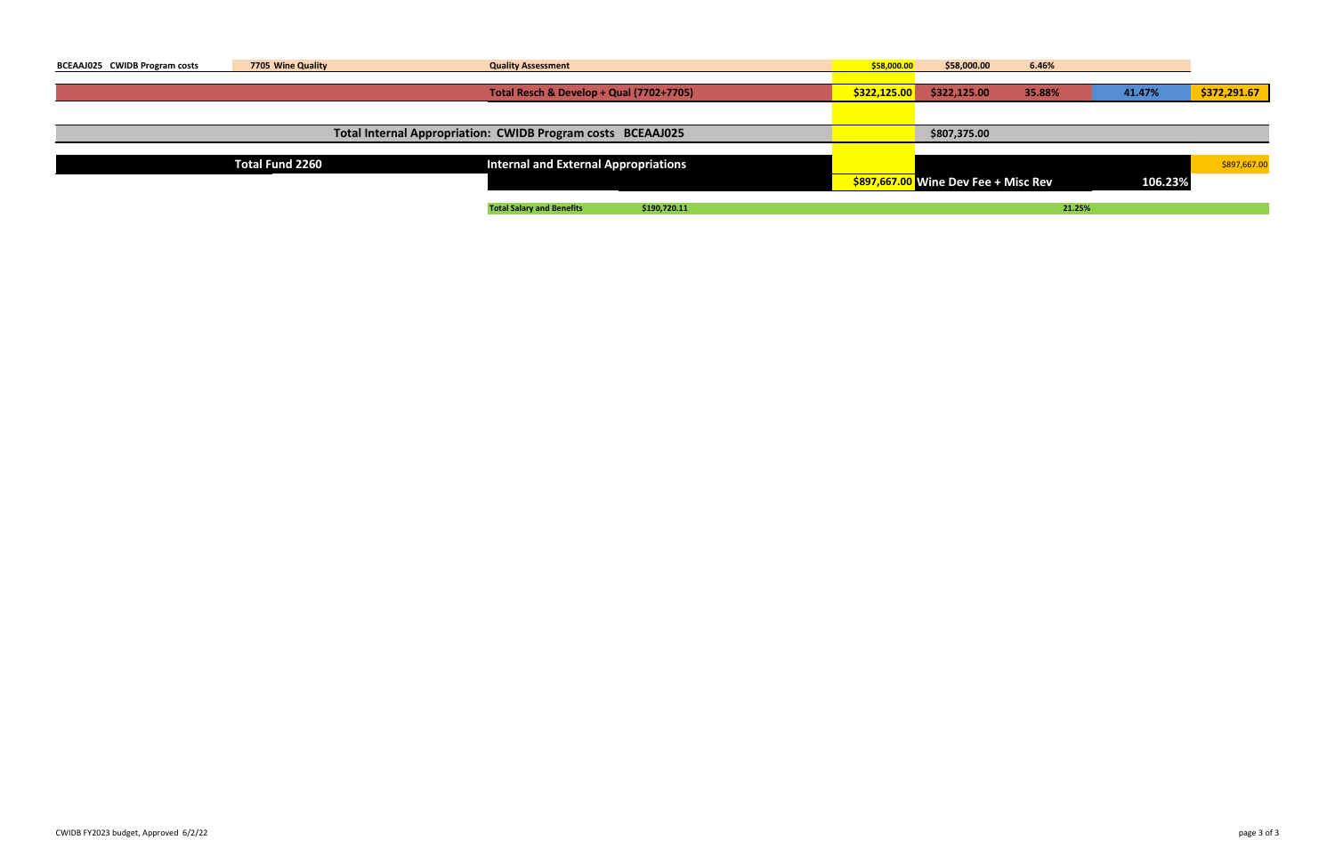| | | | | | | | |
|---|---|---|---|---|---|---|---|
| BCEAAJ025 CWIDB Program costs | 7705 Wine Quality | Quality Assessment | $58,000.00 | $58,000.00 | 6.46% | | |
| | | Total Resch & Develop + Qual (7702+7705) | $322,125.00 | $322,125.00 | 35.88% | 41.47% | $372,291.67 |
| | | Total Internal Appropriation: CWIDB Program costs BCEAAJ025 | | $807,375.00 | | | |
| | Total Fund 2260 | Internal and External Appropriations | | | | | $897,667.00 |
| | | | $897,667.00 | Wine Dev Fee + Misc Rev | | 106.23% | |
| | | Total Salary and Benefits $190,720.11 | | | 21.25% | | |

CWIDB FY2023 budget, Approved 6/2/22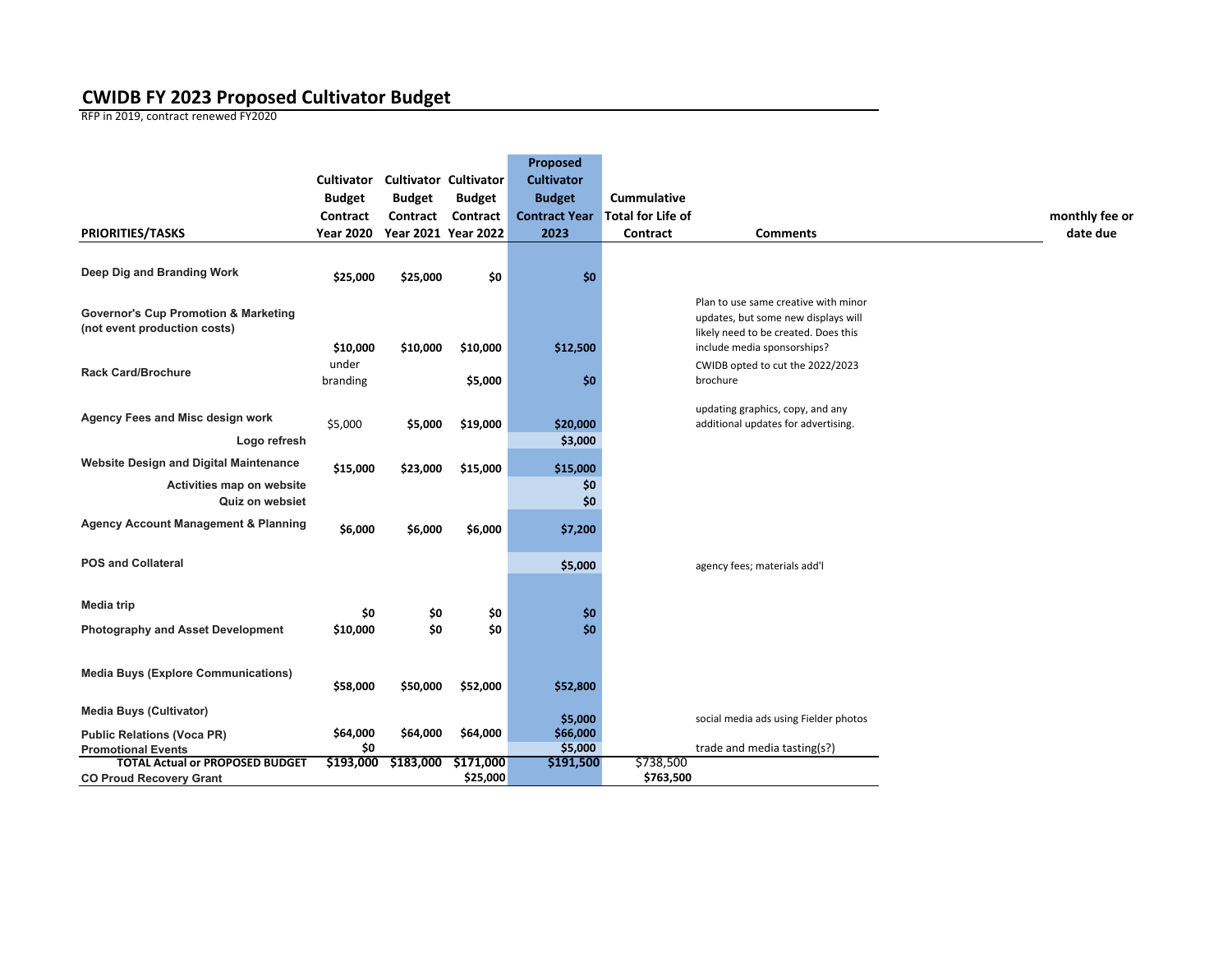# CWIDB FY 2023 Proposed Cultivator Budget

RFP in 2019, contract renewed FY2020

| PRIORITIES/TASKS | Cultivator Budget Contract Year 2020 | Cultivator Budget Contract Year 2021 | Cultivator Budget Contract Year 2022 | Proposed Cultivator Budget Contract Year 2023 | Cummulative Total for Life of Contract | Comments | monthly fee or date due |
|---|---|---|---|---|---|---|---|
| **Deep Dig and Branding Work** | **$25,000** | **$25,000** | **$0** | **$0** | | | |
| **Governor's Cup Promotion & Marketing (not event production costs)** | **$10,000** | **$10,000** | **$10,000** | **$12,500** | | Plan to use same creative with minor updates, but some new displays will likely need to be created. Does this include media sponsorships? | |
| **Rack Card/Brochure** | under branding | | **$5,000** | **$0** | | CWIDB opted to cut the 2022/2023 brochure | |
| **Agency Fees and Misc design work** | $5,000 | **$5,000** | **$19,000** | **$20,000** | | updating graphics, copy, and any additional updates for advertising. | |
| **Logo refresh** | | | | **$3,000** | | | |
| **Website Design and Digital Maintenance** | **$15,000** | **$23,000** | **$15,000** | **$15,000** | | | |
| **Activities map on website** | | | | **$0** | | | |
| **Quiz on websiet** | | | | **$0** | | | |
| **Agency Account Management & Planning** | **$6,000** | **$6,000** | **$6,000** | **$7,200** | | | |
| **POS and Collateral** | | | | **$5,000** | | agency fees; materials add'l | |
| **Media trip** | **$0** | **$0** | **$0** | **$0** | | | |
| **Photography and Asset Development** | **$10,000** | **$0** | **$0** | **$0** | | | |
| **Media Buys (Explore Communications)** | **$58,000** | **$50,000** | **$52,000** | **$52,800** | | | |
| **Media Buys (Cultivator)** | | | | **$5,000** | | social media ads using Fielder photos | |
| **Public Relations (Voca PR)** | **$64,000** | **$64,000** | **$64,000** | **$66,000** | | | |
| **Promotional Events** | **$0** | | | **$5,000** | | trade and media tasting(s?) | |
| **TOTAL Actual or PROPOSED BUDGET** | **$193,000** | **$183,000** | **$171,000** | **$191,500** | $738,500 | | |
| **CO Proud Recovery Grant** | | | **$25,000** | | **$763,500** | | |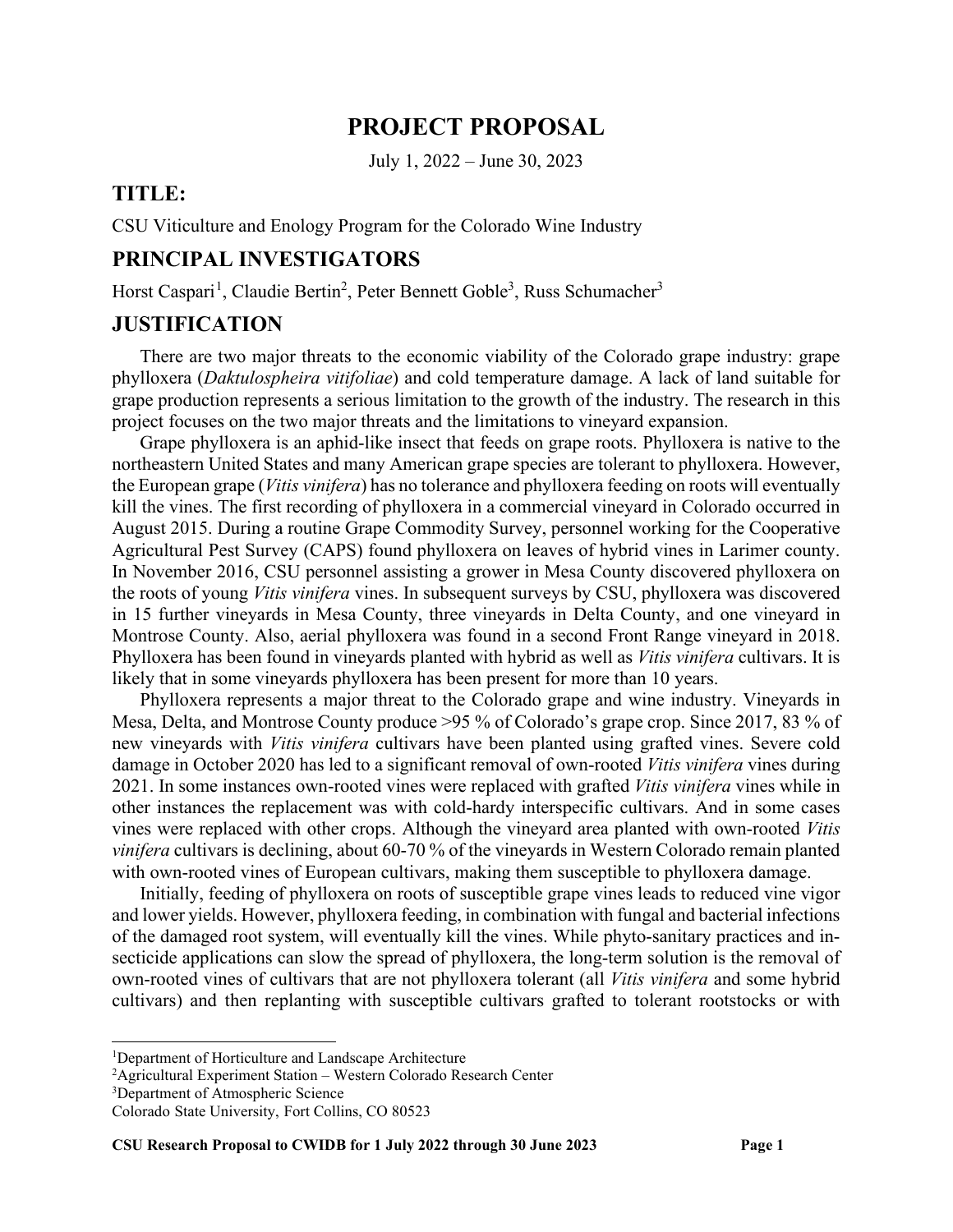# PROJECT PROPOSAL

July 1, 2022 – June 30, 2023

## TITLE:

CSU Viticulture and Enology Program for the Colorado Wine Industry

## PRINCIPAL INVESTIGATORS

Horst Caspari[1], Claudie Bertin[2], Peter Bennett Goble[3], Russ Schumacher[3]

## JUSTIFICATION

There are two major threats to the economic viability of the Colorado grape industry: grape phylloxera (*Daktulospheira vitifoliae*) and cold temperature damage. A lack of land suitable for grape production represents a serious limitation to the growth of the industry. The research in this project focuses on the two major threats and the limitations to vineyard expansion.

Grape phylloxera is an aphid-like insect that feeds on grape roots. Phylloxera is native to the northeastern United States and many American grape species are tolerant to phylloxera. However, the European grape (*Vitis vinifera*) has no tolerance and phylloxera feeding on roots will eventually kill the vines. The first recording of phylloxera in a commercial vineyard in Colorado occurred in August 2015. During a routine Grape Commodity Survey, personnel working for the Cooperative Agricultural Pest Survey (CAPS) found phylloxera on leaves of hybrid vines in Larimer county. In November 2016, CSU personnel assisting a grower in Mesa County discovered phylloxera on the roots of young *Vitis vinifera* vines. In subsequent surveys by CSU, phylloxera was discovered in 15 further vineyards in Mesa County, three vineyards in Delta County, and one vineyard in Montrose County. Also, aerial phylloxera was found in a second Front Range vineyard in 2018. Phylloxera has been found in vineyards planted with hybrid as well as *Vitis vinifera* cultivars. It is likely that in some vineyards phylloxera has been present for more than 10 years.

Phylloxera represents a major threat to the Colorado grape and wine industry. Vineyards in Mesa, Delta, and Montrose County produce >95 % of Colorado's grape crop. Since 2017, 83 % of new vineyards with *Vitis vinifera* cultivars have been planted using grafted vines. Severe cold damage in October 2020 has led to a significant removal of own-rooted *Vitis vinifera* vines during 2021. In some instances own-rooted vines were replaced with grafted *Vitis vinifera* vines while in other instances the replacement was with cold-hardy interspecific cultivars. And in some cases vines were replaced with other crops. Although the vineyard area planted with own-rooted *Vitis vinifera* cultivars is declining, about 60-70 % of the vineyards in Western Colorado remain planted with own-rooted vines of European cultivars, making them susceptible to phylloxera damage.

Initially, feeding of phylloxera on roots of susceptible grape vines leads to reduced vine vigor and lower yields. However, phylloxera feeding, in combination with fungal and bacterial infections of the damaged root system, will eventually kill the vines. While phyto-sanitary practices and insecticide applications can slow the spread of phylloxera, the long-term solution is the removal of own-rooted vines of cultivars that are not phylloxera tolerant (all *Vitis vinifera* and some hybrid cultivars) and then replanting with susceptible cultivars grafted to tolerant rootstocks or with

[1]Department of Horticulture and Landscape Architecture
[2]Agricultural Experiment Station – Western Colorado Research Center
[3]Department of Atmospheric Science
Colorado State University, Fort Collins, CO 80523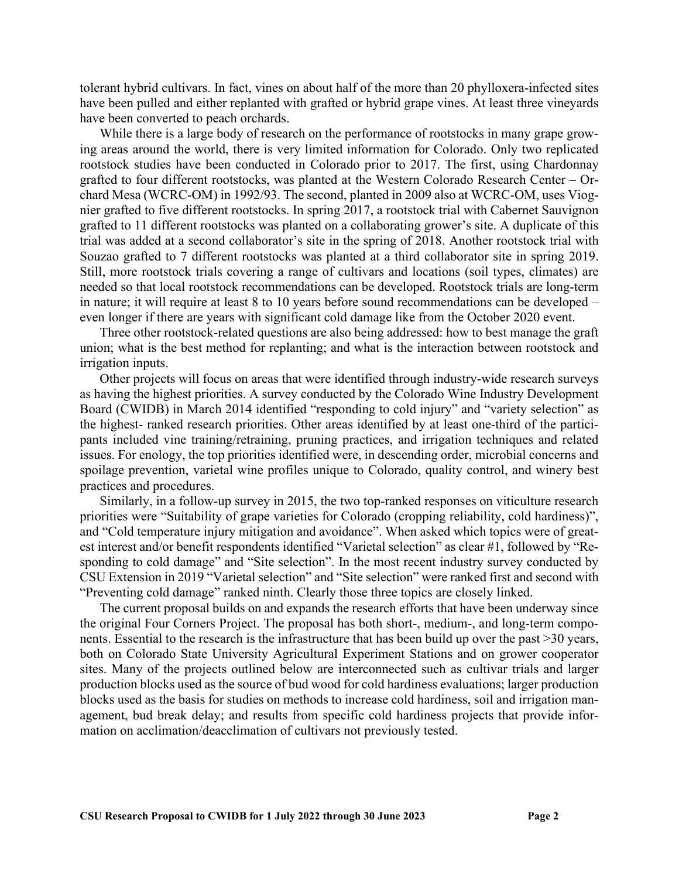tolerant hybrid cultivars. In fact, vines on about half of the more than 20 phylloxera-infected sites have been pulled and either replanted with grafted or hybrid grape vines. At least three vineyards have been converted to peach orchards.

While there is a large body of research on the performance of rootstocks in many grape growing areas around the world, there is very limited information for Colorado. Only two replicated rootstock studies have been conducted in Colorado prior to 2017. The first, using Chardonnay grafted to four different rootstocks, was planted at the Western Colorado Research Center – Orchard Mesa (WCRC-OM) in 1992/93. The second, planted in 2009 also at WCRC-OM, uses Viognier grafted to five different rootstocks. In spring 2017, a rootstock trial with Cabernet Sauvignon grafted to 11 different rootstocks was planted on a collaborating grower's site. A duplicate of this trial was added at a second collaborator's site in the spring of 2018. Another rootstock trial with Souzao grafted to 7 different rootstocks was planted at a third collaborator site in spring 2019. Still, more rootstock trials covering a range of cultivars and locations (soil types, climates) are needed so that local rootstock recommendations can be developed. Rootstock trials are long-term in nature; it will require at least 8 to 10 years before sound recommendations can be developed – even longer if there are years with significant cold damage like from the October 2020 event.

Three other rootstock-related questions are also being addressed: how to best manage the graft union; what is the best method for replanting; and what is the interaction between rootstock and irrigation inputs.

Other projects will focus on areas that were identified through industry-wide research surveys as having the highest priorities. A survey conducted by the Colorado Wine Industry Development Board (CWIDB) in March 2014 identified "responding to cold injury" and "variety selection" as the highest- ranked research priorities. Other areas identified by at least one-third of the participants included vine training/retraining, pruning practices, and irrigation techniques and related issues. For enology, the top priorities identified were, in descending order, microbial concerns and spoilage prevention, varietal wine profiles unique to Colorado, quality control, and winery best practices and procedures.

Similarly, in a follow-up survey in 2015, the two top-ranked responses on viticulture research priorities were "Suitability of grape varieties for Colorado (cropping reliability, cold hardiness)", and "Cold temperature injury mitigation and avoidance". When asked which topics were of greatest interest and/or benefit respondents identified "Varietal selection" as clear #1, followed by "Responding to cold damage" and "Site selection". In the most recent industry survey conducted by CSU Extension in 2019 "Varietal selection" and "Site selection" were ranked first and second with "Preventing cold damage" ranked ninth. Clearly those three topics are closely linked.

The current proposal builds on and expands the research efforts that have been underway since the original Four Corners Project. The proposal has both short-, medium-, and long-term components. Essential to the research is the infrastructure that has been build up over the past >30 years, both on Colorado State University Agricultural Experiment Stations and on grower cooperator sites. Many of the projects outlined below are interconnected such as cultivar trials and larger production blocks used as the source of bud wood for cold hardiness evaluations; larger production blocks used as the basis for studies on methods to increase cold hardiness, soil and irrigation management, bud break delay; and results from specific cold hardiness projects that provide information on acclimation/deacclimation of cultivars not previously tested.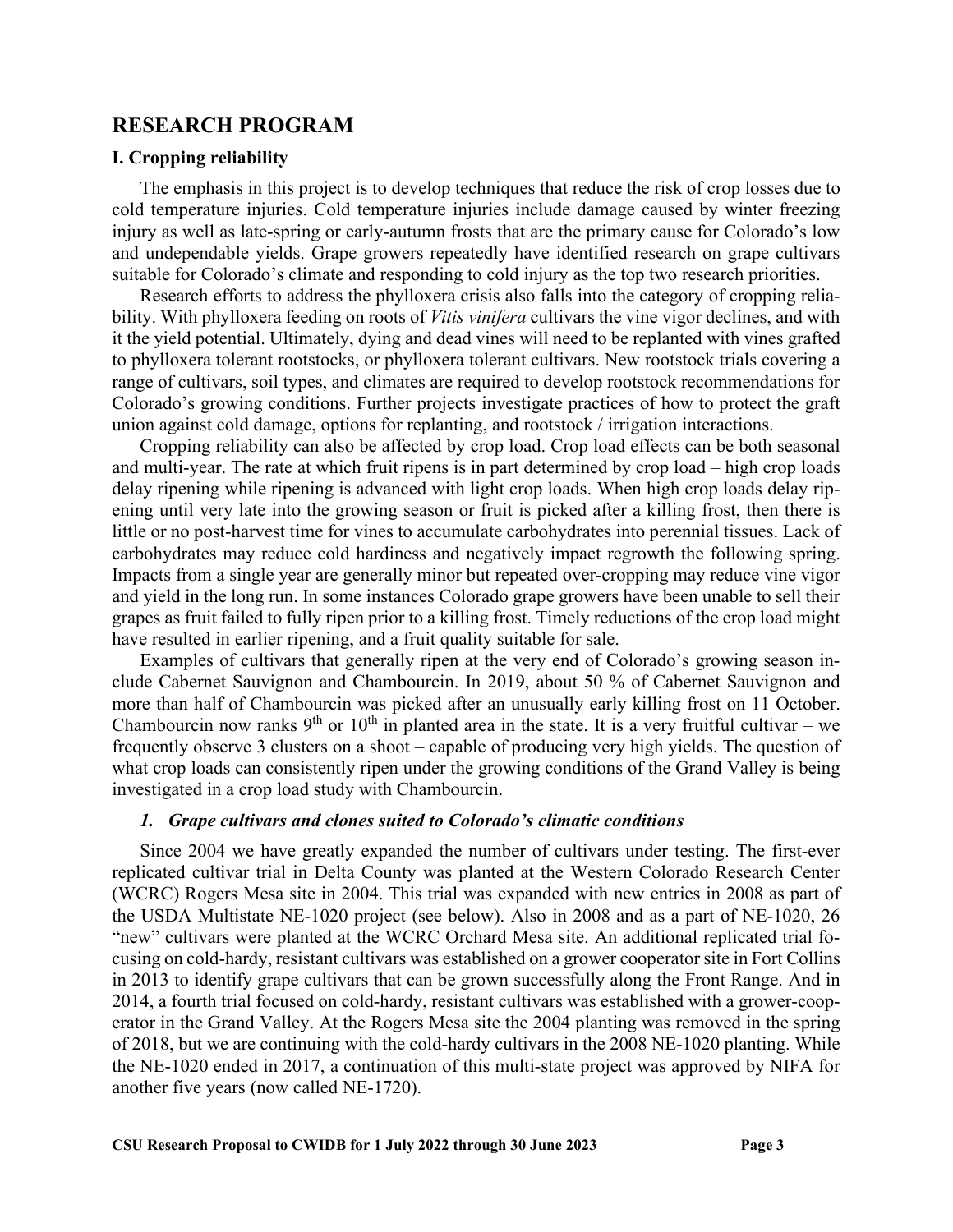## RESEARCH PROGRAM

### I. Cropping reliability

The emphasis in this project is to develop techniques that reduce the risk of crop losses due to cold temperature injuries. Cold temperature injuries include damage caused by winter freezing injury as well as late-spring or early-autumn frosts that are the primary cause for Colorado's low and undependable yields. Grape growers repeatedly have identified research on grape cultivars suitable for Colorado's climate and responding to cold injury as the top two research priorities.

Research efforts to address the phylloxera crisis also falls into the category of cropping reliability. With phylloxera feeding on roots of *Vitis vinifera* cultivars the vine vigor declines, and with it the yield potential. Ultimately, dying and dead vines will need to be replanted with vines grafted to phylloxera tolerant rootstocks, or phylloxera tolerant cultivars. New rootstock trials covering a range of cultivars, soil types, and climates are required to develop rootstock recommendations for Colorado's growing conditions. Further projects investigate practices of how to protect the graft union against cold damage, options for replanting, and rootstock / irrigation interactions.

Cropping reliability can also be affected by crop load. Crop load effects can be both seasonal and multi-year. The rate at which fruit ripens is in part determined by crop load – high crop loads delay ripening while ripening is advanced with light crop loads. When high crop loads delay ripening until very late into the growing season or fruit is picked after a killing frost, then there is little or no post-harvest time for vines to accumulate carbohydrates into perennial tissues. Lack of carbohydrates may reduce cold hardiness and negatively impact regrowth the following spring. Impacts from a single year are generally minor but repeated over-cropping may reduce vine vigor and yield in the long run. In some instances Colorado grape growers have been unable to sell their grapes as fruit failed to fully ripen prior to a killing frost. Timely reductions of the crop load might have resulted in earlier ripening, and a fruit quality suitable for sale.

Examples of cultivars that generally ripen at the very end of Colorado's growing season include Cabernet Sauvignon and Chambourcin. In 2019, about 50 % of Cabernet Sauvignon and more than half of Chambourcin was picked after an unusually early killing frost on 11 October. Chambourcin now ranks 9th or 10th in planted area in the state. It is a very fruitful cultivar – we frequently observe 3 clusters on a shoot – capable of producing very high yields. The question of what crop loads can consistently ripen under the growing conditions of the Grand Valley is being investigated in a crop load study with Chambourcin.

#### *1. Grape cultivars and clones suited to Colorado's climatic conditions*

Since 2004 we have greatly expanded the number of cultivars under testing. The first-ever replicated cultivar trial in Delta County was planted at the Western Colorado Research Center (WCRC) Rogers Mesa site in 2004. This trial was expanded with new entries in 2008 as part of the USDA Multistate NE-1020 project (see below). Also in 2008 and as a part of NE-1020, 26 "new" cultivars were planted at the WCRC Orchard Mesa site. An additional replicated trial focusing on cold-hardy, resistant cultivars was established on a grower cooperator site in Fort Collins in 2013 to identify grape cultivars that can be grown successfully along the Front Range. And in 2014, a fourth trial focused on cold-hardy, resistant cultivars was established with a grower-cooperator in the Grand Valley. At the Rogers Mesa site the 2004 planting was removed in the spring of 2018, but we are continuing with the cold-hardy cultivars in the 2008 NE-1020 planting. While the NE-1020 ended in 2017, a continuation of this multi-state project was approved by NIFA for another five years (now called NE-1720).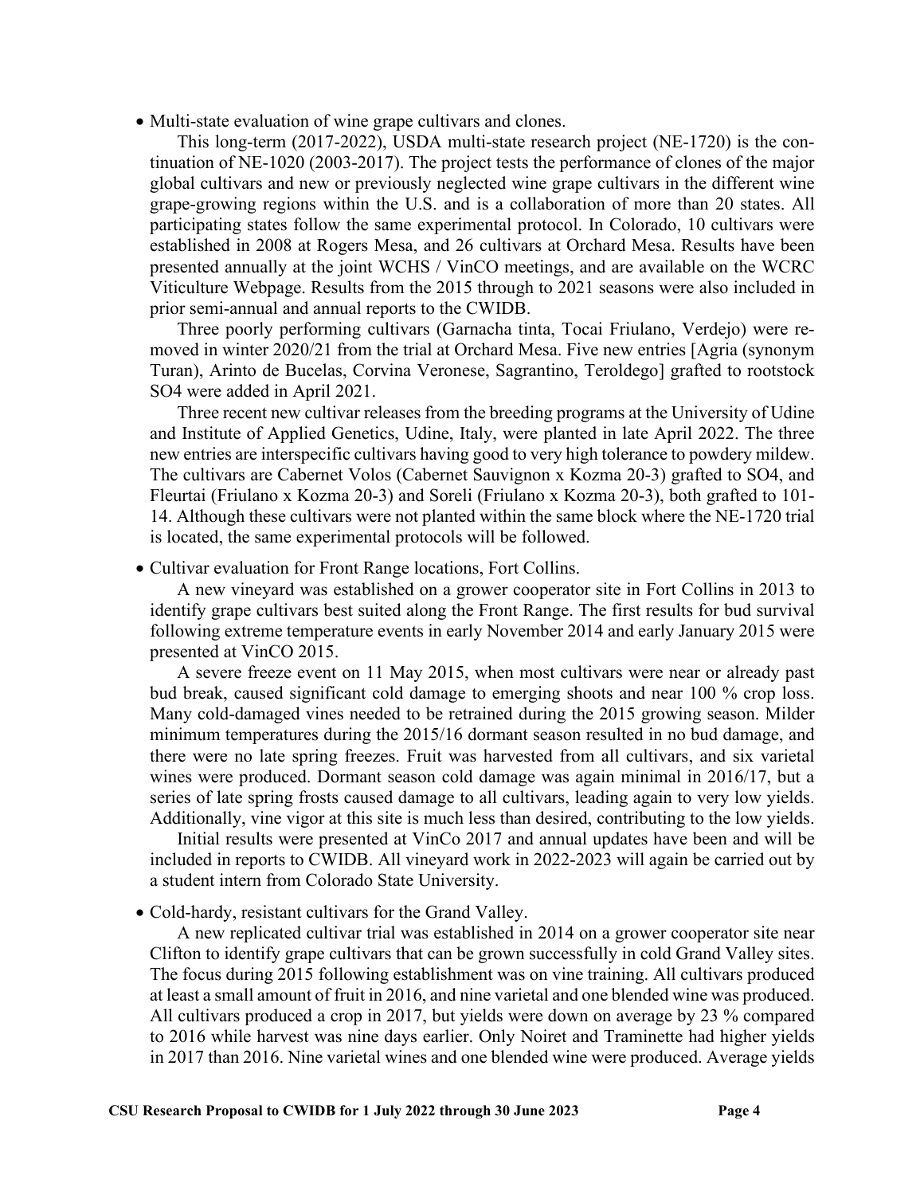- Multi-state evaluation of wine grape cultivars and clones.

  This long-term (2017-2022), USDA multi-state research project (NE-1720) is the continuation of NE-1020 (2003-2017). The project tests the performance of clones of the major global cultivars and new or previously neglected wine grape cultivars in the different wine grape-growing regions within the U.S. and is a collaboration of more than 20 states. All participating states follow the same experimental protocol. In Colorado, 10 cultivars were established in 2008 at Rogers Mesa, and 26 cultivars at Orchard Mesa. Results have been presented annually at the joint WCHS / VinCO meetings, and are available on the WCRC Viticulture Webpage. Results from the 2015 through to 2021 seasons were also included in prior semi-annual and annual reports to the CWIDB.

  Three poorly performing cultivars (Garnacha tinta, Tocai Friulano, Verdejo) were removed in winter 2020/21 from the trial at Orchard Mesa. Five new entries [Agria (synonym Turan), Arinto de Bucelas, Corvina Veronese, Sagrantino, Teroldego] grafted to rootstock SO4 were added in April 2021.

  Three recent new cultivar releases from the breeding programs at the University of Udine and Institute of Applied Genetics, Udine, Italy, were planted in late April 2022. The three new entries are interspecific cultivars having good to very high tolerance to powdery mildew. The cultivars are Cabernet Volos (Cabernet Sauvignon x Kozma 20-3) grafted to SO4, and Fleurtai (Friulano x Kozma 20-3) and Soreli (Friulano x Kozma 20-3), both grafted to 101-14. Although these cultivars were not planted within the same block where the NE-1720 trial is located, the same experimental protocols will be followed.

- Cultivar evaluation for Front Range locations, Fort Collins.

  A new vineyard was established on a grower cooperator site in Fort Collins in 2013 to identify grape cultivars best suited along the Front Range. The first results for bud survival following extreme temperature events in early November 2014 and early January 2015 were presented at VinCO 2015.

  A severe freeze event on 11 May 2015, when most cultivars were near or already past bud break, caused significant cold damage to emerging shoots and near 100 % crop loss. Many cold-damaged vines needed to be retrained during the 2015 growing season. Milder minimum temperatures during the 2015/16 dormant season resulted in no bud damage, and there were no late spring freezes. Fruit was harvested from all cultivars, and six varietal wines were produced. Dormant season cold damage was again minimal in 2016/17, but a series of late spring frosts caused damage to all cultivars, leading again to very low yields. Additionally, vine vigor at this site is much less than desired, contributing to the low yields.

  Initial results were presented at VinCo 2017 and annual updates have been and will be included in reports to CWIDB. All vineyard work in 2022-2023 will again be carried out by a student intern from Colorado State University.

- Cold-hardy, resistant cultivars for the Grand Valley.

  A new replicated cultivar trial was established in 2014 on a grower cooperator site near Clifton to identify grape cultivars that can be grown successfully in cold Grand Valley sites. The focus during 2015 following establishment was on vine training. All cultivars produced at least a small amount of fruit in 2016, and nine varietal and one blended wine was produced. All cultivars produced a crop in 2017, but yields were down on average by 23 % compared to 2016 while harvest was nine days earlier. Only Noiret and Traminette had higher yields in 2017 than 2016. Nine varietal wines and one blended wine were produced. Average yields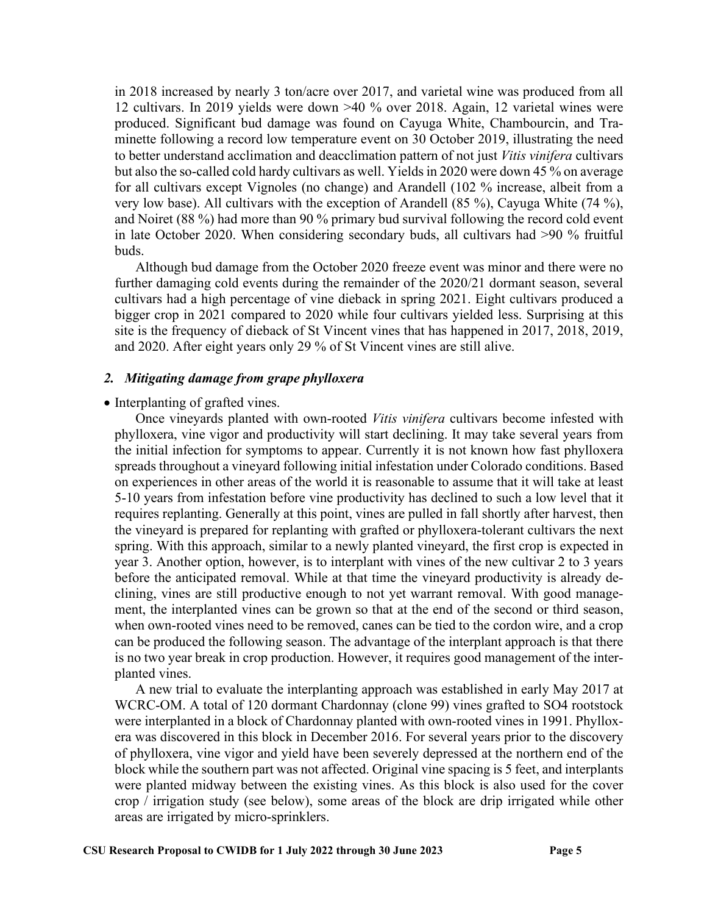in 2018 increased by nearly 3 ton/acre over 2017, and varietal wine was produced from all 12 cultivars. In 2019 yields were down >40 % over 2018. Again, 12 varietal wines were produced. Significant bud damage was found on Cayuga White, Chambourcin, and Traminette following a record low temperature event on 30 October 2019, illustrating the need to better understand acclimation and deacclimation pattern of not just *Vitis vinifera* cultivars but also the so-called cold hardy cultivars as well. Yields in 2020 were down 45 % on average for all cultivars except Vignoles (no change) and Arandell (102 % increase, albeit from a very low base). All cultivars with the exception of Arandell (85 %), Cayuga White (74 %), and Noiret (88 %) had more than 90 % primary bud survival following the record cold event in late October 2020. When considering secondary buds, all cultivars had >90 % fruitful buds.

Although bud damage from the October 2020 freeze event was minor and there were no further damaging cold events during the remainder of the 2020/21 dormant season, several cultivars had a high percentage of vine dieback in spring 2021. Eight cultivars produced a bigger crop in 2021 compared to 2020 while four cultivars yielded less. Surprising at this site is the frequency of dieback of St Vincent vines that has happened in 2017, 2018, 2019, and 2020. After eight years only 29 % of St Vincent vines are still alive.

### *2. Mitigating damage from grape phylloxera*

- Interplanting of grafted vines.

Once vineyards planted with own-rooted *Vitis vinifera* cultivars become infested with phylloxera, vine vigor and productivity will start declining. It may take several years from the initial infection for symptoms to appear. Currently it is not known how fast phylloxera spreads throughout a vineyard following initial infestation under Colorado conditions. Based on experiences in other areas of the world it is reasonable to assume that it will take at least 5-10 years from infestation before vine productivity has declined to such a low level that it requires replanting. Generally at this point, vines are pulled in fall shortly after harvest, then the vineyard is prepared for replanting with grafted or phylloxera-tolerant cultivars the next spring. With this approach, similar to a newly planted vineyard, the first crop is expected in year 3. Another option, however, is to interplant with vines of the new cultivar 2 to 3 years before the anticipated removal. While at that time the vineyard productivity is already declining, vines are still productive enough to not yet warrant removal. With good management, the interplanted vines can be grown so that at the end of the second or third season, when own-rooted vines need to be removed, canes can be tied to the cordon wire, and a crop can be produced the following season. The advantage of the interplant approach is that there is no two year break in crop production. However, it requires good management of the interplanted vines.

A new trial to evaluate the interplanting approach was established in early May 2017 at WCRC-OM. A total of 120 dormant Chardonnay (clone 99) vines grafted to SO4 rootstock were interplanted in a block of Chardonnay planted with own-rooted vines in 1991. Phylloxera was discovered in this block in December 2016. For several years prior to the discovery of phylloxera, vine vigor and yield have been severely depressed at the northern end of the block while the southern part was not affected. Original vine spacing is 5 feet, and interplants were planted midway between the existing vines. As this block is also used for the cover crop / irrigation study (see below), some areas of the block are drip irrigated while other areas are irrigated by micro-sprinklers.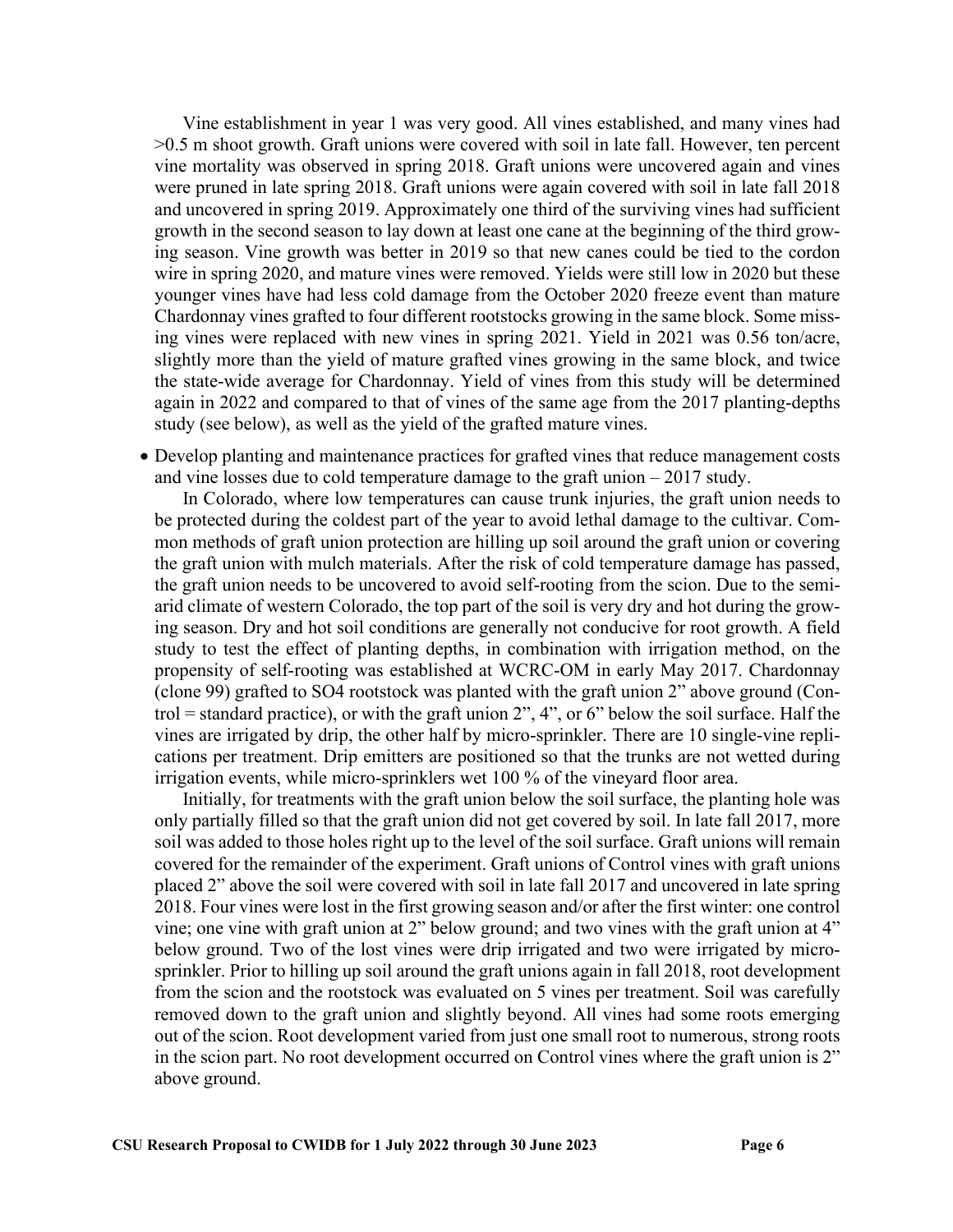Vine establishment in year 1 was very good. All vines established, and many vines had >0.5 m shoot growth. Graft unions were covered with soil in late fall. However, ten percent vine mortality was observed in spring 2018. Graft unions were uncovered again and vines were pruned in late spring 2018. Graft unions were again covered with soil in late fall 2018 and uncovered in spring 2019. Approximately one third of the surviving vines had sufficient growth in the second season to lay down at least one cane at the beginning of the third growing season. Vine growth was better in 2019 so that new canes could be tied to the cordon wire in spring 2020, and mature vines were removed. Yields were still low in 2020 but these younger vines have had less cold damage from the October 2020 freeze event than mature Chardonnay vines grafted to four different rootstocks growing in the same block. Some missing vines were replaced with new vines in spring 2021. Yield in 2021 was 0.56 ton/acre, slightly more than the yield of mature grafted vines growing in the same block, and twice the state-wide average for Chardonnay. Yield of vines from this study will be determined again in 2022 and compared to that of vines of the same age from the 2017 planting-depths study (see below), as well as the yield of the grafted mature vines.

- Develop planting and maintenance practices for grafted vines that reduce management costs and vine losses due to cold temperature damage to the graft union – 2017 study.

  In Colorado, where low temperatures can cause trunk injuries, the graft union needs to be protected during the coldest part of the year to avoid lethal damage to the cultivar. Common methods of graft union protection are hilling up soil around the graft union or covering the graft union with mulch materials. After the risk of cold temperature damage has passed, the graft union needs to be uncovered to avoid self-rooting from the scion. Due to the semi-arid climate of western Colorado, the top part of the soil is very dry and hot during the growing season. Dry and hot soil conditions are generally not conducive for root growth. A field study to test the effect of planting depths, in combination with irrigation method, on the propensity of self-rooting was established at WCRC-OM in early May 2017. Chardonnay (clone 99) grafted to SO4 rootstock was planted with the graft union 2" above ground (Control = standard practice), or with the graft union 2", 4", or 6" below the soil surface. Half the vines are irrigated by drip, the other half by micro-sprinkler. There are 10 single-vine replications per treatment. Drip emitters are positioned so that the trunks are not wetted during irrigation events, while micro-sprinklers wet 100 % of the vineyard floor area.

  Initially, for treatments with the graft union below the soil surface, the planting hole was only partially filled so that the graft union did not get covered by soil. In late fall 2017, more soil was added to those holes right up to the level of the soil surface. Graft unions will remain covered for the remainder of the experiment. Graft unions of Control vines with graft unions placed 2" above the soil were covered with soil in late fall 2017 and uncovered in late spring 2018. Four vines were lost in the first growing season and/or after the first winter: one control vine; one vine with graft union at 2" below ground; and two vines with the graft union at 4" below ground. Two of the lost vines were drip irrigated and two were irrigated by micro-sprinkler. Prior to hilling up soil around the graft unions again in fall 2018, root development from the scion and the rootstock was evaluated on 5 vines per treatment. Soil was carefully removed down to the graft union and slightly beyond. All vines had some roots emerging out of the scion. Root development varied from just one small root to numerous, strong roots in the scion part. No root development occurred on Control vines where the graft union is 2" above ground.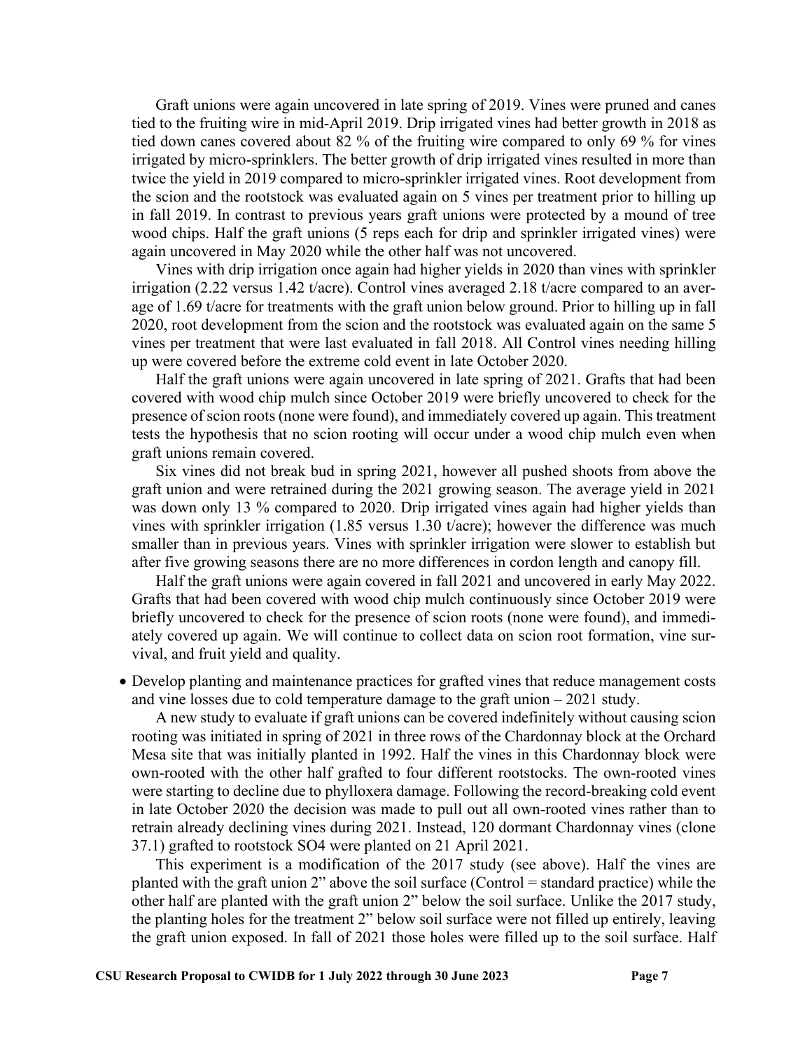Graft unions were again uncovered in late spring of 2019. Vines were pruned and canes tied to the fruiting wire in mid-April 2019. Drip irrigated vines had better growth in 2018 as tied down canes covered about 82 % of the fruiting wire compared to only 69 % for vines irrigated by micro-sprinklers. The better growth of drip irrigated vines resulted in more than twice the yield in 2019 compared to micro-sprinkler irrigated vines. Root development from the scion and the rootstock was evaluated again on 5 vines per treatment prior to hilling up in fall 2019. In contrast to previous years graft unions were protected by a mound of tree wood chips. Half the graft unions (5 reps each for drip and sprinkler irrigated vines) were again uncovered in May 2020 while the other half was not uncovered.

Vines with drip irrigation once again had higher yields in 2020 than vines with sprinkler irrigation (2.22 versus 1.42 t/acre). Control vines averaged 2.18 t/acre compared to an average of 1.69 t/acre for treatments with the graft union below ground. Prior to hilling up in fall 2020, root development from the scion and the rootstock was evaluated again on the same 5 vines per treatment that were last evaluated in fall 2018. All Control vines needing hilling up were covered before the extreme cold event in late October 2020.

Half the graft unions were again uncovered in late spring of 2021. Grafts that had been covered with wood chip mulch since October 2019 were briefly uncovered to check for the presence of scion roots (none were found), and immediately covered up again. This treatment tests the hypothesis that no scion rooting will occur under a wood chip mulch even when graft unions remain covered.

Six vines did not break bud in spring 2021, however all pushed shoots from above the graft union and were retrained during the 2021 growing season. The average yield in 2021 was down only 13 % compared to 2020. Drip irrigated vines again had higher yields than vines with sprinkler irrigation (1.85 versus 1.30 t/acre); however the difference was much smaller than in previous years. Vines with sprinkler irrigation were slower to establish but after five growing seasons there are no more differences in cordon length and canopy fill.

Half the graft unions were again covered in fall 2021 and uncovered in early May 2022. Grafts that had been covered with wood chip mulch continuously since October 2019 were briefly uncovered to check for the presence of scion roots (none were found), and immediately covered up again. We will continue to collect data on scion root formation, vine survival, and fruit yield and quality.

- Develop planting and maintenance practices for grafted vines that reduce management costs and vine losses due to cold temperature damage to the graft union – 2021 study.

  A new study to evaluate if graft unions can be covered indefinitely without causing scion rooting was initiated in spring of 2021 in three rows of the Chardonnay block at the Orchard Mesa site that was initially planted in 1992. Half the vines in this Chardonnay block were own-rooted with the other half grafted to four different rootstocks. The own-rooted vines were starting to decline due to phylloxera damage. Following the record-breaking cold event in late October 2020 the decision was made to pull out all own-rooted vines rather than to retrain already declining vines during 2021. Instead, 120 dormant Chardonnay vines (clone 37.1) grafted to rootstock SO4 were planted on 21 April 2021.

  This experiment is a modification of the 2017 study (see above). Half the vines are planted with the graft union 2" above the soil surface (Control = standard practice) while the other half are planted with the graft union 2" below the soil surface. Unlike the 2017 study, the planting holes for the treatment 2" below soil surface were not filled up entirely, leaving the graft union exposed. In fall of 2021 those holes were filled up to the soil surface. Half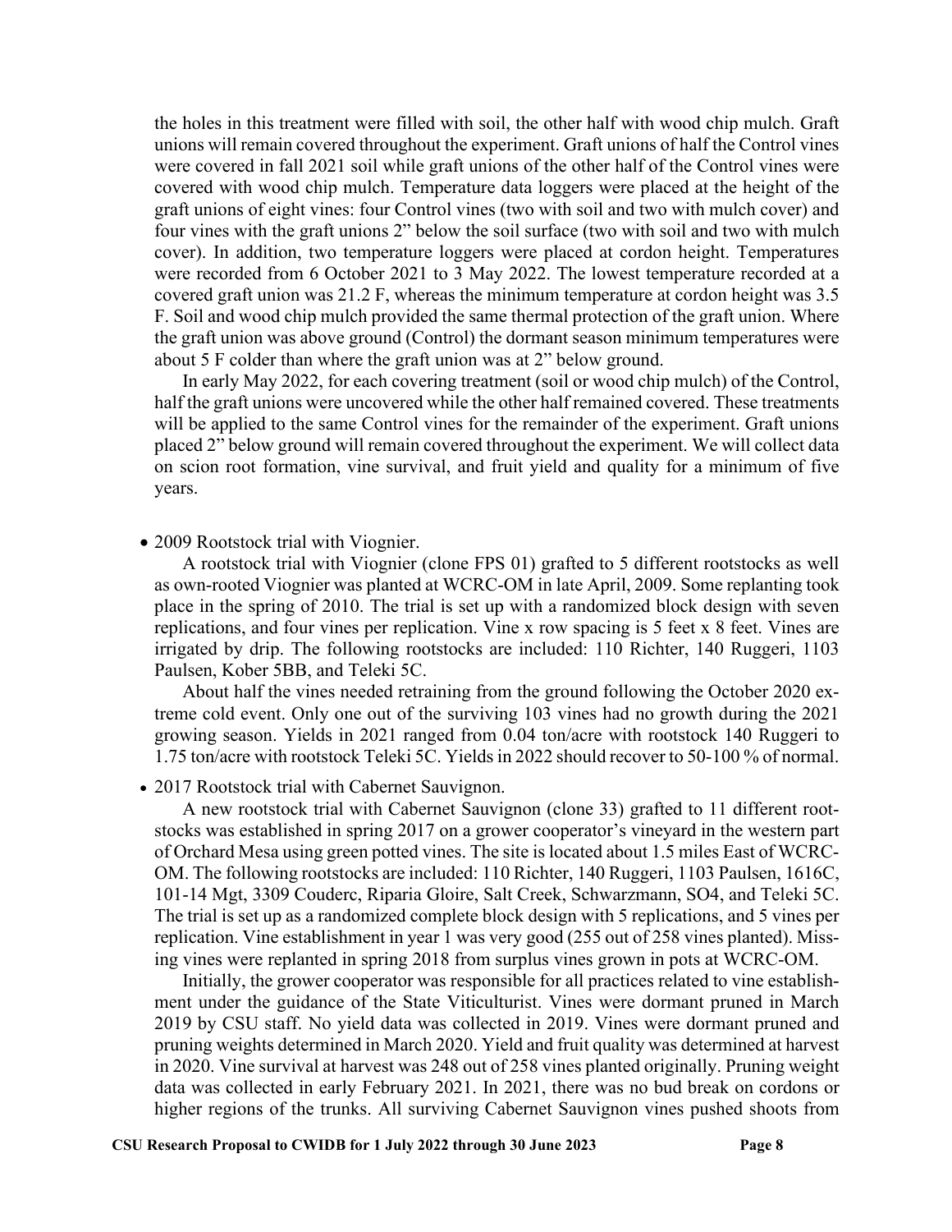the holes in this treatment were filled with soil, the other half with wood chip mulch. Graft unions will remain covered throughout the experiment. Graft unions of half the Control vines were covered in fall 2021 soil while graft unions of the other half of the Control vines were covered with wood chip mulch. Temperature data loggers were placed at the height of the graft unions of eight vines: four Control vines (two with soil and two with mulch cover) and four vines with the graft unions 2" below the soil surface (two with soil and two with mulch cover). In addition, two temperature loggers were placed at cordon height. Temperatures were recorded from 6 October 2021 to 3 May 2022. The lowest temperature recorded at a covered graft union was 21.2 F, whereas the minimum temperature at cordon height was 3.5 F. Soil and wood chip mulch provided the same thermal protection of the graft union. Where the graft union was above ground (Control) the dormant season minimum temperatures were about 5 F colder than where the graft union was at 2" below ground.

In early May 2022, for each covering treatment (soil or wood chip mulch) of the Control, half the graft unions were uncovered while the other half remained covered. These treatments will be applied to the same Control vines for the remainder of the experiment. Graft unions placed 2" below ground will remain covered throughout the experiment. We will collect data on scion root formation, vine survival, and fruit yield and quality for a minimum of five years.

- 2009 Rootstock trial with Viognier.

  A rootstock trial with Viognier (clone FPS 01) grafted to 5 different rootstocks as well as own-rooted Viognier was planted at WCRC-OM in late April, 2009. Some replanting took place in the spring of 2010. The trial is set up with a randomized block design with seven replications, and four vines per replication. Vine x row spacing is 5 feet x 8 feet. Vines are irrigated by drip. The following rootstocks are included: 110 Richter, 140 Ruggeri, 1103 Paulsen, Kober 5BB, and Teleki 5C.

  About half the vines needed retraining from the ground following the October 2020 extreme cold event. Only one out of the surviving 103 vines had no growth during the 2021 growing season. Yields in 2021 ranged from 0.04 ton/acre with rootstock 140 Ruggeri to 1.75 ton/acre with rootstock Teleki 5C. Yields in 2022 should recover to 50-100 % of normal.

- 2017 Rootstock trial with Cabernet Sauvignon.

  A new rootstock trial with Cabernet Sauvignon (clone 33) grafted to 11 different rootstocks was established in spring 2017 on a grower cooperator's vineyard in the western part of Orchard Mesa using green potted vines. The site is located about 1.5 miles East of WCRC-OM. The following rootstocks are included: 110 Richter, 140 Ruggeri, 1103 Paulsen, 1616C, 101-14 Mgt, 3309 Couderc, Riparia Gloire, Salt Creek, Schwarzmann, SO4, and Teleki 5C. The trial is set up as a randomized complete block design with 5 replications, and 5 vines per replication. Vine establishment in year 1 was very good (255 out of 258 vines planted). Missing vines were replanted in spring 2018 from surplus vines grown in pots at WCRC-OM.

  Initially, the grower cooperator was responsible for all practices related to vine establishment under the guidance of the State Viticulturist. Vines were dormant pruned in March 2019 by CSU staff. No yield data was collected in 2019. Vines were dormant pruned and pruning weights determined in March 2020. Yield and fruit quality was determined at harvest in 2020. Vine survival at harvest was 248 out of 258 vines planted originally. Pruning weight data was collected in early February 2021. In 2021, there was no bud break on cordons or higher regions of the trunks. All surviving Cabernet Sauvignon vines pushed shoots from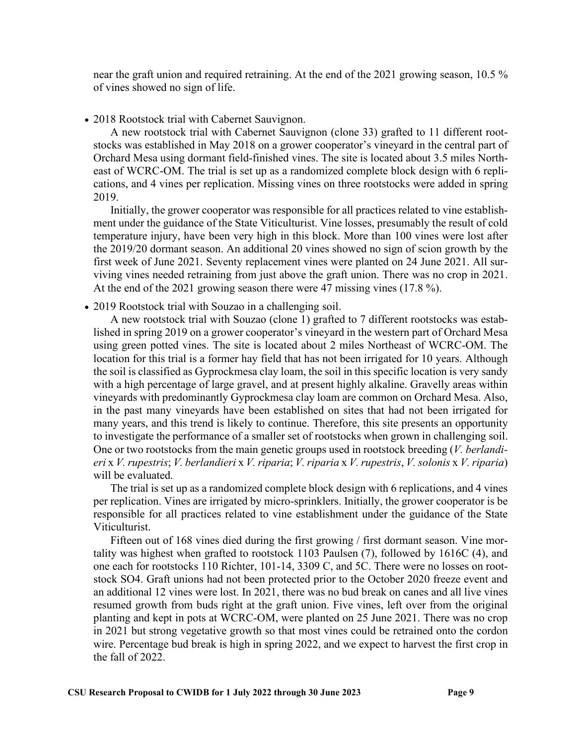near the graft union and required retraining. At the end of the 2021 growing season, 10.5 % of vines showed no sign of life.

- 2018 Rootstock trial with Cabernet Sauvignon.

  A new rootstock trial with Cabernet Sauvignon (clone 33) grafted to 11 different rootstocks was established in May 2018 on a grower cooperator's vineyard in the central part of Orchard Mesa using dormant field-finished vines. The site is located about 3.5 miles Northeast of WCRC-OM. The trial is set up as a randomized complete block design with 6 replications, and 4 vines per replication. Missing vines on three rootstocks were added in spring 2019.

  Initially, the grower cooperator was responsible for all practices related to vine establishment under the guidance of the State Viticulturist. Vine losses, presumably the result of cold temperature injury, have been very high in this block. More than 100 vines were lost after the 2019/20 dormant season. An additional 20 vines showed no sign of scion growth by the first week of June 2021. Seventy replacement vines were planted on 24 June 2021. All surviving vines needed retraining from just above the graft union. There was no crop in 2021. At the end of the 2021 growing season there were 47 missing vines (17.8 %).

- 2019 Rootstock trial with Souzao in a challenging soil.

  A new rootstock trial with Souzao (clone 1) grafted to 7 different rootstocks was established in spring 2019 on a grower cooperator's vineyard in the western part of Orchard Mesa using green potted vines. The site is located about 2 miles Northeast of WCRC-OM. The location for this trial is a former hay field that has not been irrigated for 10 years. Although the soil is classified as Gyprockmesa clay loam, the soil in this specific location is very sandy with a high percentage of large gravel, and at present highly alkaline. Gravelly areas within vineyards with predominantly Gyprockmesa clay loam are common on Orchard Mesa. Also, in the past many vineyards have been established on sites that had not been irrigated for many years, and this trend is likely to continue. Therefore, this site presents an opportunity to investigate the performance of a smaller set of rootstocks when grown in challenging soil. One or two rootstocks from the main genetic groups used in rootstock breeding (*V. berlandieri* x *V. rupestris*; *V. berlandieri* x *V. riparia*; *V. riparia* x *V. rupestris*, *V. solonis* x *V. riparia*) will be evaluated.

  The trial is set up as a randomized complete block design with 6 replications, and 4 vines per replication. Vines are irrigated by micro-sprinklers. Initially, the grower cooperator is be responsible for all practices related to vine establishment under the guidance of the State Viticulturist.

  Fifteen out of 168 vines died during the first growing / first dormant season. Vine mortality was highest when grafted to rootstock 1103 Paulsen (7), followed by 1616C (4), and one each for rootstocks 110 Richter, 101-14, 3309 C, and 5C. There were no losses on rootstock SO4. Graft unions had not been protected prior to the October 2020 freeze event and an additional 12 vines were lost. In 2021, there was no bud break on canes and all live vines resumed growth from buds right at the graft union. Five vines, left over from the original planting and kept in pots at WCRC-OM, were planted on 25 June 2021. There was no crop in 2021 but strong vegetative growth so that most vines could be retrained onto the cordon wire. Percentage bud break is high in spring 2022, and we expect to harvest the first crop in the fall of 2022.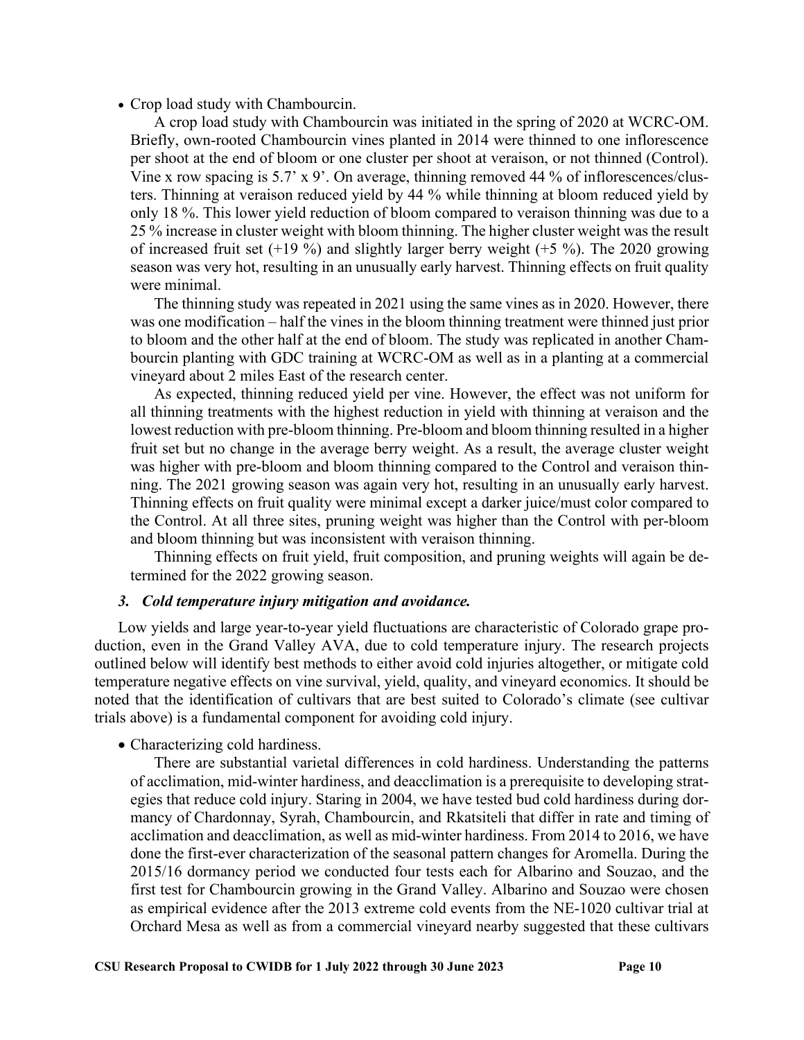- Crop load study with Chambourcin.

  A crop load study with Chambourcin was initiated in the spring of 2020 at WCRC-OM. Briefly, own-rooted Chambourcin vines planted in 2014 were thinned to one inflorescence per shoot at the end of bloom or one cluster per shoot at veraison, or not thinned (Control). Vine x row spacing is 5.7' x 9'. On average, thinning removed 44 % of inflorescences/clusters. Thinning at veraison reduced yield by 44 % while thinning at bloom reduced yield by only 18 %. This lower yield reduction of bloom compared to veraison thinning was due to a 25 % increase in cluster weight with bloom thinning. The higher cluster weight was the result of increased fruit set (+19 %) and slightly larger berry weight (+5 %). The 2020 growing season was very hot, resulting in an unusually early harvest. Thinning effects on fruit quality were minimal.

  The thinning study was repeated in 2021 using the same vines as in 2020. However, there was one modification – half the vines in the bloom thinning treatment were thinned just prior to bloom and the other half at the end of bloom. The study was replicated in another Chambourcin planting with GDC training at WCRC-OM as well as in a planting at a commercial vineyard about 2 miles East of the research center.

  As expected, thinning reduced yield per vine. However, the effect was not uniform for all thinning treatments with the highest reduction in yield with thinning at veraison and the lowest reduction with pre-bloom thinning. Pre-bloom and bloom thinning resulted in a higher fruit set but no change in the average berry weight. As a result, the average cluster weight was higher with pre-bloom and bloom thinning compared to the Control and veraison thinning. The 2021 growing season was again very hot, resulting in an unusually early harvest. Thinning effects on fruit quality were minimal except a darker juice/must color compared to the Control. At all three sites, pruning weight was higher than the Control with per-bloom and bloom thinning but was inconsistent with veraison thinning.

  Thinning effects on fruit yield, fruit composition, and pruning weights will again be determined for the 2022 growing season.

### *3. Cold temperature injury mitigation and avoidance.*

Low yields and large year-to-year yield fluctuations are characteristic of Colorado grape production, even in the Grand Valley AVA, due to cold temperature injury. The research projects outlined below will identify best methods to either avoid cold injuries altogether, or mitigate cold temperature negative effects on vine survival, yield, quality, and vineyard economics. It should be noted that the identification of cultivars that are best suited to Colorado's climate (see cultivar trials above) is a fundamental component for avoiding cold injury.

- Characterizing cold hardiness.

  There are substantial varietal differences in cold hardiness. Understanding the patterns of acclimation, mid-winter hardiness, and deacclimation is a prerequisite to developing strategies that reduce cold injury. Staring in 2004, we have tested bud cold hardiness during dormancy of Chardonnay, Syrah, Chambourcin, and Rkatsiteli that differ in rate and timing of acclimation and deacclimation, as well as mid-winter hardiness. From 2014 to 2016, we have done the first-ever characterization of the seasonal pattern changes for Aromella. During the 2015/16 dormancy period we conducted four tests each for Albarino and Souzao, and the first test for Chambourcin growing in the Grand Valley. Albarino and Souzao were chosen as empirical evidence after the 2013 extreme cold events from the NE-1020 cultivar trial at Orchard Mesa as well as from a commercial vineyard nearby suggested that these cultivars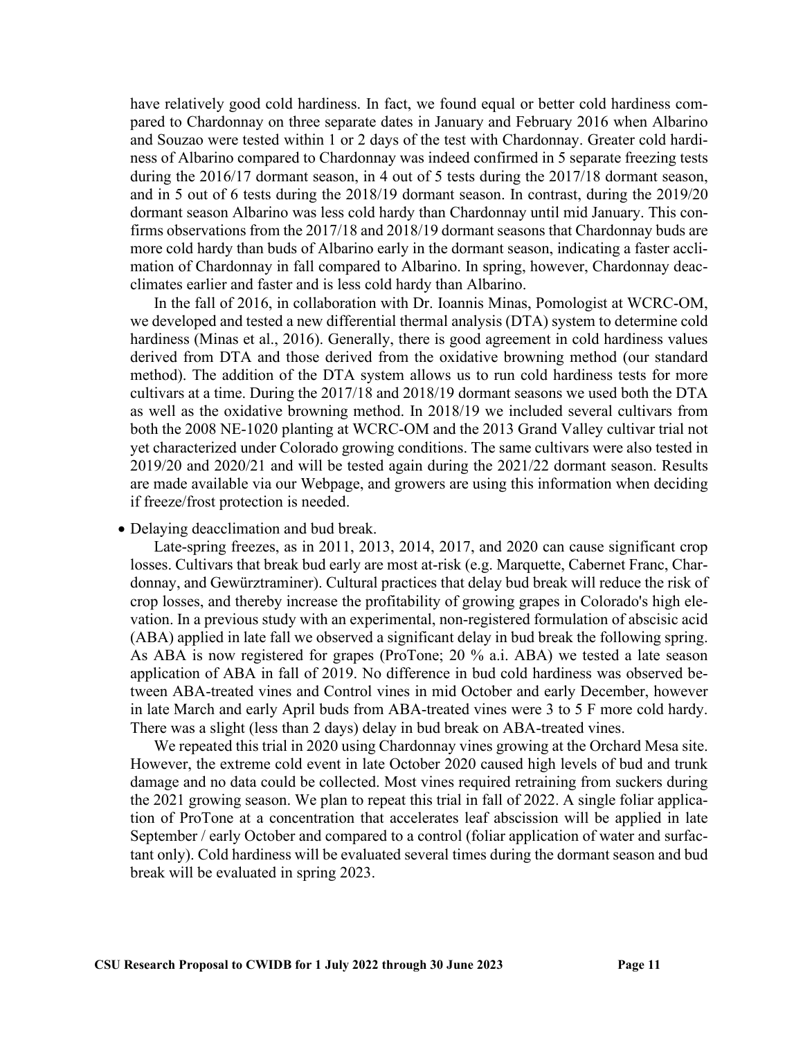have relatively good cold hardiness. In fact, we found equal or better cold hardiness compared to Chardonnay on three separate dates in January and February 2016 when Albarino and Souzao were tested within 1 or 2 days of the test with Chardonnay. Greater cold hardiness of Albarino compared to Chardonnay was indeed confirmed in 5 separate freezing tests during the 2016/17 dormant season, in 4 out of 5 tests during the 2017/18 dormant season, and in 5 out of 6 tests during the 2018/19 dormant season. In contrast, during the 2019/20 dormant season Albarino was less cold hardy than Chardonnay until mid January. This confirms observations from the 2017/18 and 2018/19 dormant seasons that Chardonnay buds are more cold hardy than buds of Albarino early in the dormant season, indicating a faster acclimation of Chardonnay in fall compared to Albarino. In spring, however, Chardonnay deacclimates earlier and faster and is less cold hardy than Albarino.

In the fall of 2016, in collaboration with Dr. Ioannis Minas, Pomologist at WCRC-OM, we developed and tested a new differential thermal analysis (DTA) system to determine cold hardiness (Minas et al., 2016). Generally, there is good agreement in cold hardiness values derived from DTA and those derived from the oxidative browning method (our standard method). The addition of the DTA system allows us to run cold hardiness tests for more cultivars at a time. During the 2017/18 and 2018/19 dormant seasons we used both the DTA as well as the oxidative browning method. In 2018/19 we included several cultivars from both the 2008 NE-1020 planting at WCRC-OM and the 2013 Grand Valley cultivar trial not yet characterized under Colorado growing conditions. The same cultivars were also tested in 2019/20 and 2020/21 and will be tested again during the 2021/22 dormant season. Results are made available via our Webpage, and growers are using this information when deciding if freeze/frost protection is needed.

- Delaying deacclimation and bud break.

Late-spring freezes, as in 2011, 2013, 2014, 2017, and 2020 can cause significant crop losses. Cultivars that break bud early are most at-risk (e.g. Marquette, Cabernet Franc, Chardonnay, and Gewürztraminer). Cultural practices that delay bud break will reduce the risk of crop losses, and thereby increase the profitability of growing grapes in Colorado's high elevation. In a previous study with an experimental, non-registered formulation of abscisic acid (ABA) applied in late fall we observed a significant delay in bud break the following spring. As ABA is now registered for grapes (ProTone; 20 % a.i. ABA) we tested a late season application of ABA in fall of 2019. No difference in bud cold hardiness was observed between ABA-treated vines and Control vines in mid October and early December, however in late March and early April buds from ABA-treated vines were 3 to 5 F more cold hardy. There was a slight (less than 2 days) delay in bud break on ABA-treated vines.

We repeated this trial in 2020 using Chardonnay vines growing at the Orchard Mesa site. However, the extreme cold event in late October 2020 caused high levels of bud and trunk damage and no data could be collected. Most vines required retraining from suckers during the 2021 growing season. We plan to repeat this trial in fall of 2022. A single foliar application of ProTone at a concentration that accelerates leaf abscission will be applied in late September / early October and compared to a control (foliar application of water and surfactant only). Cold hardiness will be evaluated several times during the dormant season and bud break will be evaluated in spring 2023.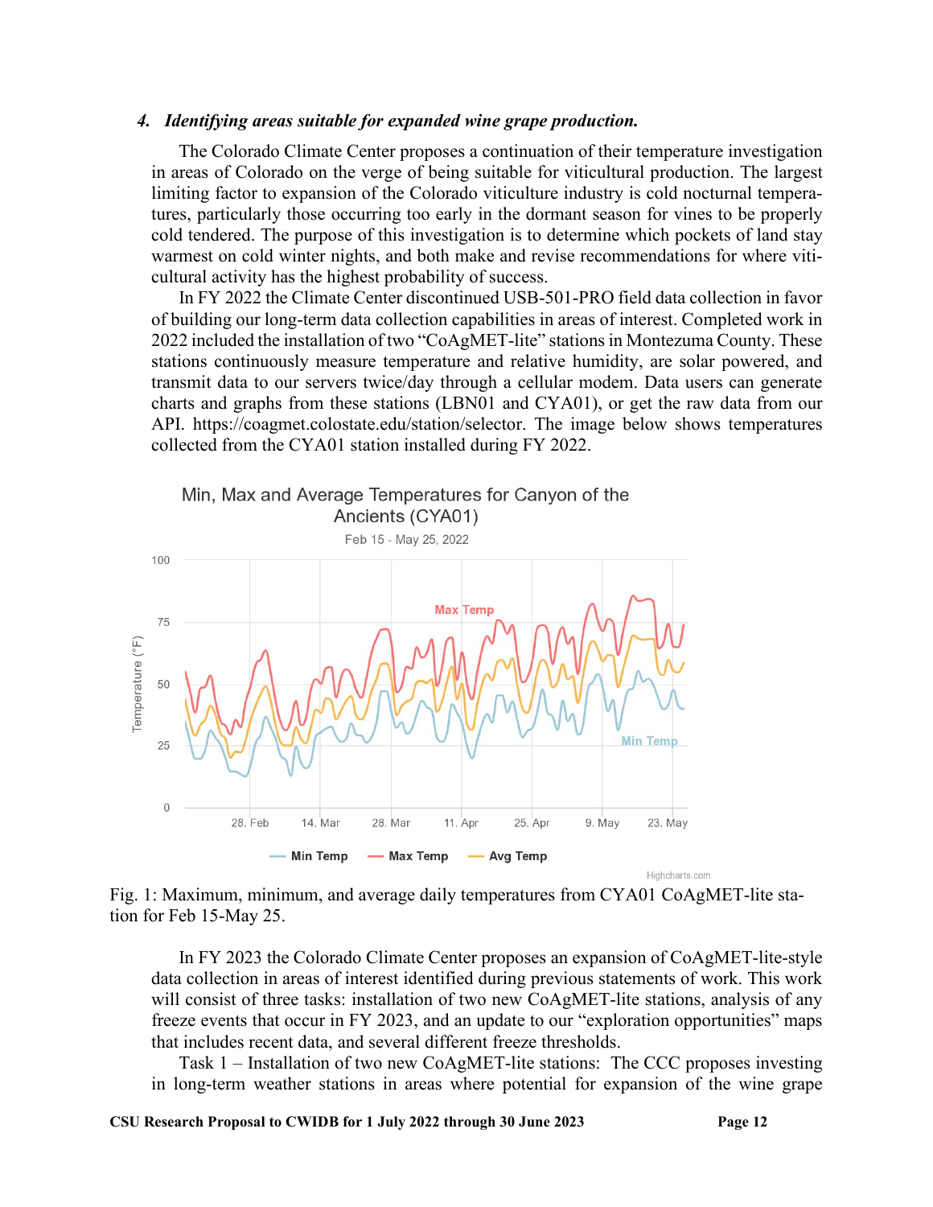### 4. *Identifying areas suitable for expanded wine grape production.*

The Colorado Climate Center proposes a continuation of their temperature investigation in areas of Colorado on the verge of being suitable for viticultural production. The largest limiting factor to expansion of the Colorado viticulture industry is cold nocturnal temperatures, particularly those occurring too early in the dormant season for vines to be properly cold tendered. The purpose of this investigation is to determine which pockets of land stay warmest on cold winter nights, and both make and revise recommendations for where viticultural activity has the highest probability of success.

In FY 2022 the Climate Center discontinued USB-501-PRO field data collection in favor of building our long-term data collection capabilities in areas of interest. Completed work in 2022 included the installation of two "CoAgMET-lite" stations in Montezuma County. These stations continuously measure temperature and relative humidity, are solar powered, and transmit data to our servers twice/day through a cellular modem. Data users can generate charts and graphs from these stations (LBN01 and CYA01), or get the raw data from our API. https://coagmet.colostate.edu/station/selector. The image below shows temperatures collected from the CYA01 station installed during FY 2022.

Min, Max and Average Temperatures for Canyon of the Ancients (CYA01)
Feb 15 - May 25, 2022

Temperature (°F)
100
75
50
25
0

28. Feb
14. Mar
28. Mar
11. Apr
25. Apr
9. May
23. May

Max Temp
Min Temp

Min Temp
Max Temp
Avg Temp

Highcharts.com

Fig. 1: Maximum, minimum, and average daily temperatures from CYA01 CoAgMET-lite station for Feb 15-May 25.

In FY 2023 the Colorado Climate Center proposes an expansion of CoAgMET-lite-style data collection in areas of interest identified during previous statements of work. This work will consist of three tasks: installation of two new CoAgMET-lite stations, analysis of any freeze events that occur in FY 2023, and an update to our "exploration opportunities" maps that includes recent data, and several different freeze thresholds.

Task 1 – Installation of two new CoAgMET-lite stations: The CCC proposes investing in long-term weather stations in areas where potential for expansion of the wine grape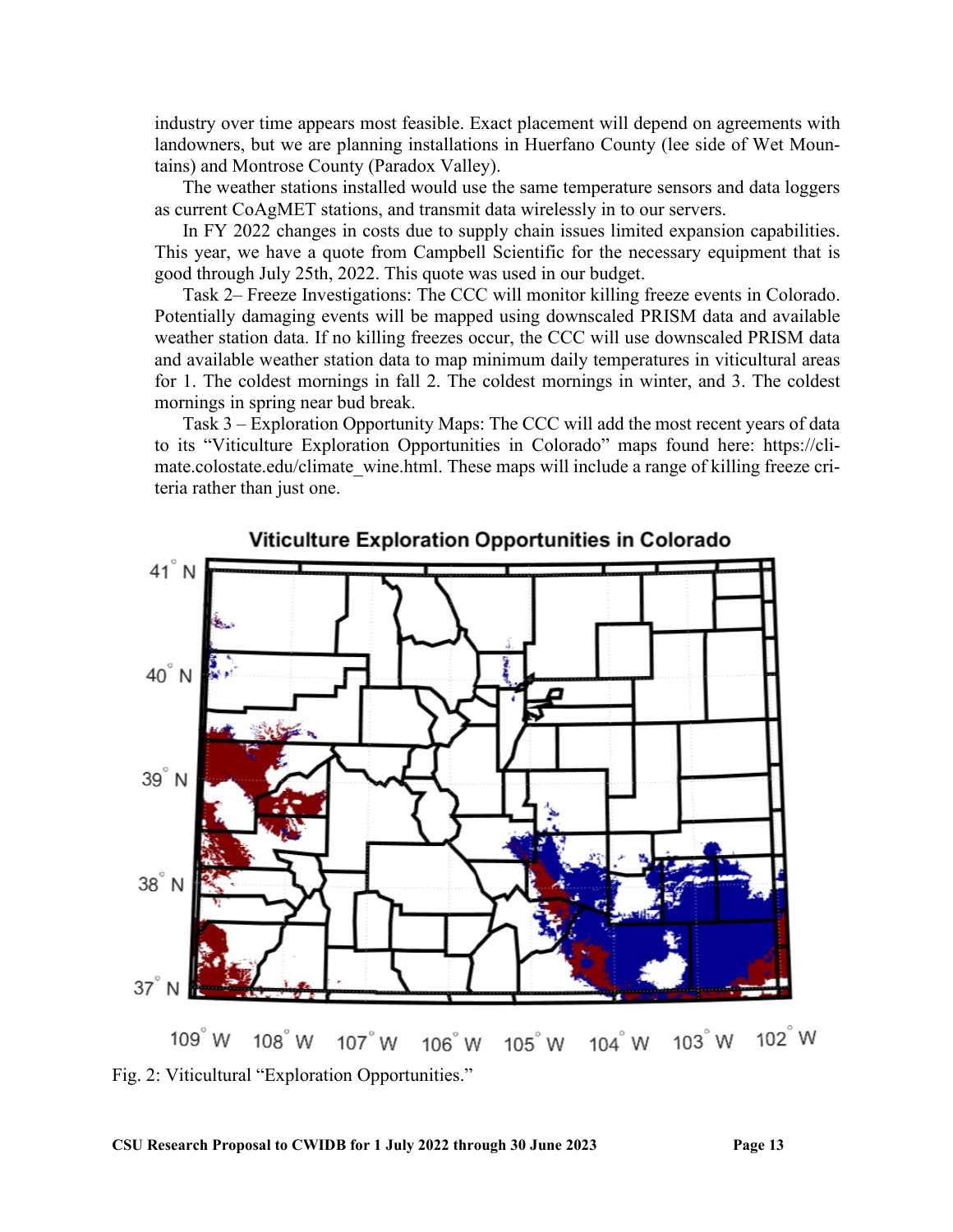industry over time appears most feasible. Exact placement will depend on agreements with landowners, but we are planning installations in Huerfano County (lee side of Wet Mountains) and Montrose County (Paradox Valley).

The weather stations installed would use the same temperature sensors and data loggers as current CoAgMET stations, and transmit data wirelessly in to our servers.

In FY 2022 changes in costs due to supply chain issues limited expansion capabilities. This year, we have a quote from Campbell Scientific for the necessary equipment that is good through July 25th, 2022. This quote was used in our budget.

Task 2– Freeze Investigations: The CCC will monitor killing freeze events in Colorado. Potentially damaging events will be mapped using downscaled PRISM data and available weather station data. If no killing freezes occur, the CCC will use downscaled PRISM data and available weather station data to map minimum daily temperatures in viticultural areas for 1. The coldest mornings in fall 2. The coldest mornings in winter, and 3. The coldest mornings in spring near bud break.

Task 3 – Exploration Opportunity Maps: The CCC will add the most recent years of data to its "Viticulture Exploration Opportunities in Colorado" maps found here: https://climate.colostate.edu/climate_wine.html. These maps will include a range of killing freeze criteria rather than just one.

Fig. 2: Viticultural "Exploration Opportunities."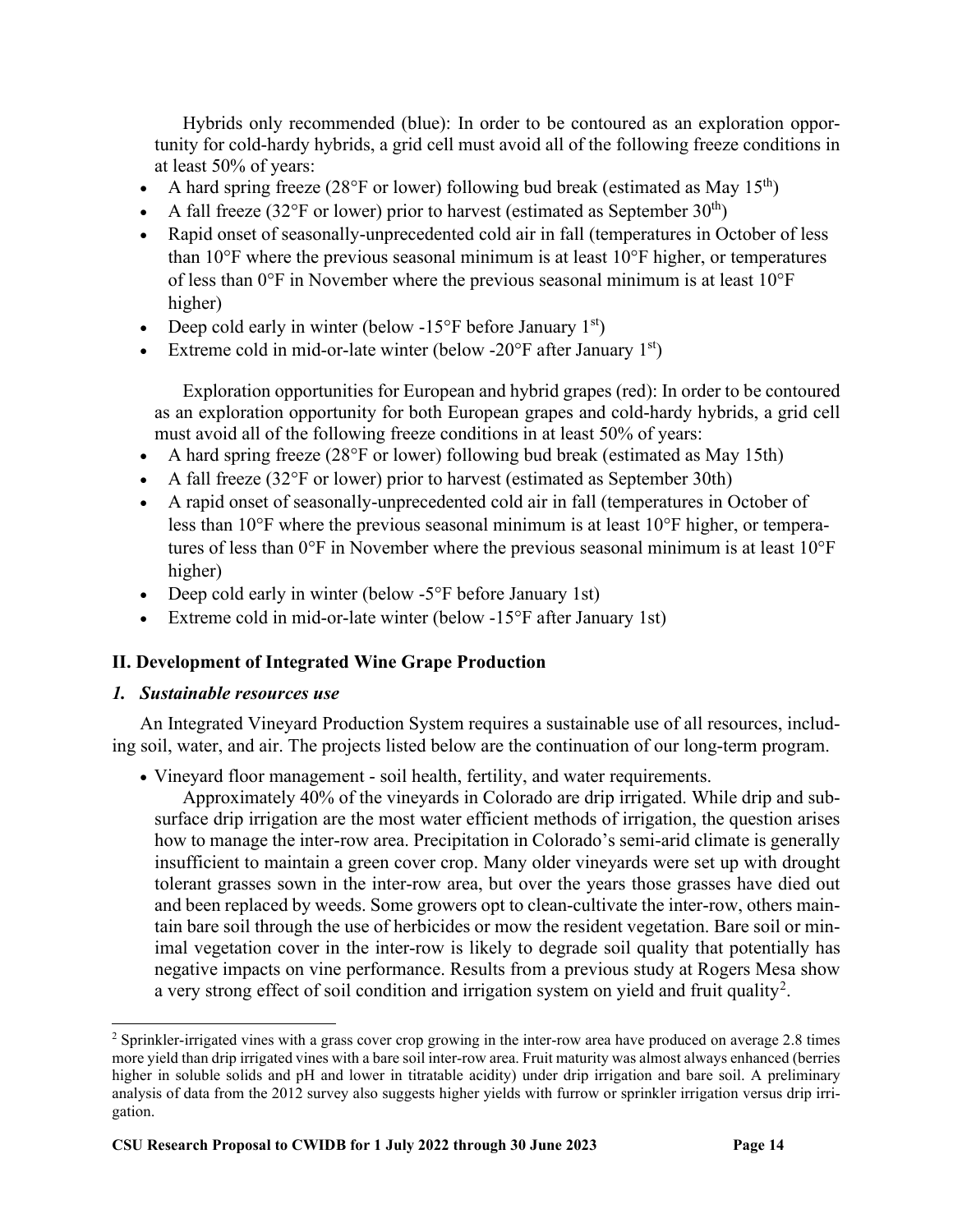Hybrids only recommended (blue): In order to be contoured as an exploration opportunity for cold-hardy hybrids, a grid cell must avoid all of the following freeze conditions in at least 50% of years:

- A hard spring freeze (28°F or lower) following bud break (estimated as May 15th)
- A fall freeze (32°F or lower) prior to harvest (estimated as September 30th)
- Rapid onset of seasonally-unprecedented cold air in fall (temperatures in October of less than 10°F where the previous seasonal minimum is at least 10°F higher, or temperatures of less than 0°F in November where the previous seasonal minimum is at least 10°F higher)
- Deep cold early in winter (below -15°F before January 1st)
- Extreme cold in mid-or-late winter (below -20°F after January 1st)

Exploration opportunities for European and hybrid grapes (red): In order to be contoured as an exploration opportunity for both European grapes and cold-hardy hybrids, a grid cell must avoid all of the following freeze conditions in at least 50% of years:

- A hard spring freeze (28°F or lower) following bud break (estimated as May 15th)
- A fall freeze (32°F or lower) prior to harvest (estimated as September 30th)
- A rapid onset of seasonally-unprecedented cold air in fall (temperatures in October of less than 10°F where the previous seasonal minimum is at least 10°F higher, or temperatures of less than 0°F in November where the previous seasonal minimum is at least 10°F higher)
- Deep cold early in winter (below -5°F before January 1st)
- Extreme cold in mid-or-late winter (below -15°F after January 1st)

## II. Development of Integrated Wine Grape Production

### *1. Sustainable resources use*

An Integrated Vineyard Production System requires a sustainable use of all resources, including soil, water, and air. The projects listed below are the continuation of our long-term program.

- Vineyard floor management - soil health, fertility, and water requirements.

  Approximately 40% of the vineyards in Colorado are drip irrigated. While drip and subsurface drip irrigation are the most water efficient methods of irrigation, the question arises how to manage the inter-row area. Precipitation in Colorado's semi-arid climate is generally insufficient to maintain a green cover crop. Many older vineyards were set up with drought tolerant grasses sown in the inter-row area, but over the years those grasses have died out and been replaced by weeds. Some growers opt to clean-cultivate the inter-row, others maintain bare soil through the use of herbicides or mow the resident vegetation. Bare soil or minimal vegetation cover in the inter-row is likely to degrade soil quality that potentially has negative impacts on vine performance. Results from a previous study at Rogers Mesa show a very strong effect of soil condition and irrigation system on yield and fruit quality[2].

[2] Sprinkler-irrigated vines with a grass cover crop growing in the inter-row area have produced on average 2.8 times more yield than drip irrigated vines with a bare soil inter-row area. Fruit maturity was almost always enhanced (berries higher in soluble solids and pH and lower in titratable acidity) under drip irrigation and bare soil. A preliminary analysis of data from the 2012 survey also suggests higher yields with furrow or sprinkler irrigation versus drip irrigation.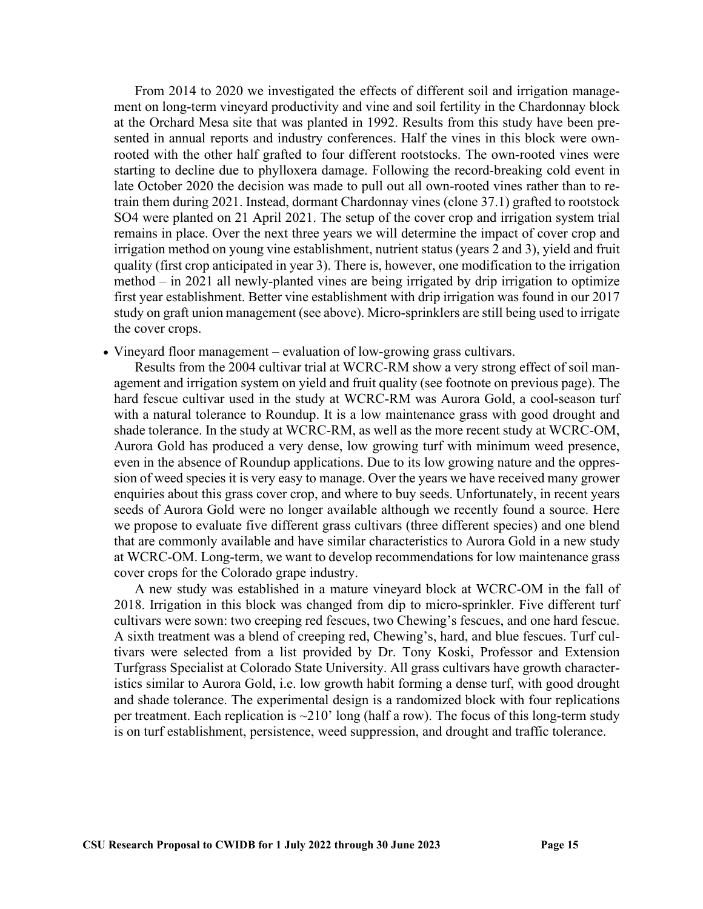From 2014 to 2020 we investigated the effects of different soil and irrigation management on long-term vineyard productivity and vine and soil fertility in the Chardonnay block at the Orchard Mesa site that was planted in 1992. Results from this study have been presented in annual reports and industry conferences. Half the vines in this block were own-rooted with the other half grafted to four different rootstocks. The own-rooted vines were starting to decline due to phylloxera damage. Following the record-breaking cold event in late October 2020 the decision was made to pull out all own-rooted vines rather than to re-train them during 2021. Instead, dormant Chardonnay vines (clone 37.1) grafted to rootstock SO4 were planted on 21 April 2021. The setup of the cover crop and irrigation system trial remains in place. Over the next three years we will determine the impact of cover crop and irrigation method on young vine establishment, nutrient status (years 2 and 3), yield and fruit quality (first crop anticipated in year 3). There is, however, one modification to the irrigation method – in 2021 all newly-planted vines are being irrigated by drip irrigation to optimize first year establishment. Better vine establishment with drip irrigation was found in our 2017 study on graft union management (see above). Micro-sprinklers are still being used to irrigate the cover crops.

- Vineyard floor management – evaluation of low-growing grass cultivars.

Results from the 2004 cultivar trial at WCRC-RM show a very strong effect of soil management and irrigation system on yield and fruit quality (see footnote on previous page). The hard fescue cultivar used in the study at WCRC-RM was Aurora Gold, a cool-season turf with a natural tolerance to Roundup. It is a low maintenance grass with good drought and shade tolerance. In the study at WCRC-RM, as well as the more recent study at WCRC-OM, Aurora Gold has produced a very dense, low growing turf with minimum weed presence, even in the absence of Roundup applications. Due to its low growing nature and the oppression of weed species it is very easy to manage. Over the years we have received many grower enquiries about this grass cover crop, and where to buy seeds. Unfortunately, in recent years seeds of Aurora Gold were no longer available although we recently found a source. Here we propose to evaluate five different grass cultivars (three different species) and one blend that are commonly available and have similar characteristics to Aurora Gold in a new study at WCRC-OM. Long-term, we want to develop recommendations for low maintenance grass cover crops for the Colorado grape industry.

A new study was established in a mature vineyard block at WCRC-OM in the fall of 2018. Irrigation in this block was changed from dip to micro-sprinkler. Five different turf cultivars were sown: two creeping red fescues, two Chewing's fescues, and one hard fescue. A sixth treatment was a blend of creeping red, Chewing's, hard, and blue fescues. Turf cultivars were selected from a list provided by Dr. Tony Koski, Professor and Extension Turfgrass Specialist at Colorado State University. All grass cultivars have growth characteristics similar to Aurora Gold, i.e. low growth habit forming a dense turf, with good drought and shade tolerance. The experimental design is a randomized block with four replications per treatment. Each replication is ~210' long (half a row). The focus of this long-term study is on turf establishment, persistence, weed suppression, and drought and traffic tolerance.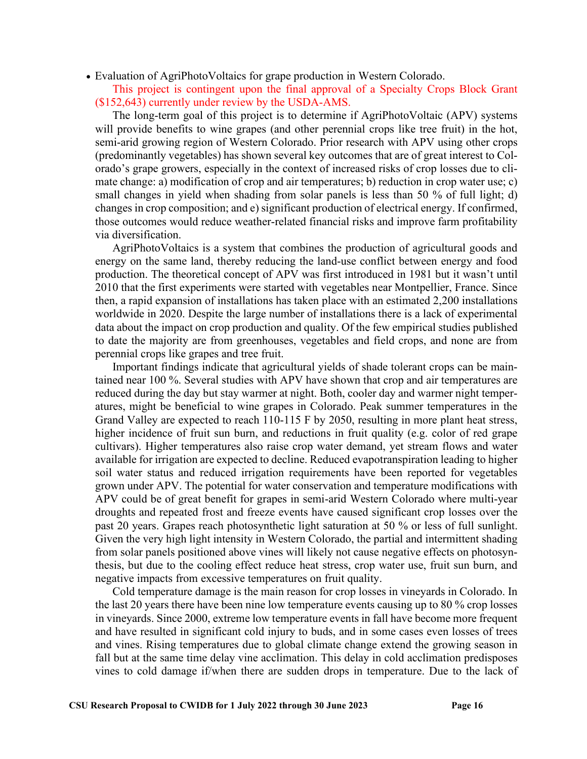- Evaluation of AgriPhotoVoltaics for grape production in Western Colorado.

  This project is contingent upon the final approval of a Specialty Crops Block Grant ($152,643) currently under review by the USDA-AMS.

  The long-term goal of this project is to determine if AgriPhotoVoltaic (APV) systems will provide benefits to wine grapes (and other perennial crops like tree fruit) in the hot, semi-arid growing region of Western Colorado. Prior research with APV using other crops (predominantly vegetables) has shown several key outcomes that are of great interest to Colorado's grape growers, especially in the context of increased risks of crop losses due to climate change: a) modification of crop and air temperatures; b) reduction in crop water use; c) small changes in yield when shading from solar panels is less than 50 % of full light; d) changes in crop composition; and e) significant production of electrical energy. If confirmed, those outcomes would reduce weather-related financial risks and improve farm profitability via diversification.

  AgriPhotoVoltaics is a system that combines the production of agricultural goods and energy on the same land, thereby reducing the land-use conflict between energy and food production. The theoretical concept of APV was first introduced in 1981 but it wasn't until 2010 that the first experiments were started with vegetables near Montpellier, France. Since then, a rapid expansion of installations has taken place with an estimated 2,200 installations worldwide in 2020. Despite the large number of installations there is a lack of experimental data about the impact on crop production and quality. Of the few empirical studies published to date the majority are from greenhouses, vegetables and field crops, and none are from perennial crops like grapes and tree fruit.

  Important findings indicate that agricultural yields of shade tolerant crops can be maintained near 100 %. Several studies with APV have shown that crop and air temperatures are reduced during the day but stay warmer at night. Both, cooler day and warmer night temperatures, might be beneficial to wine grapes in Colorado. Peak summer temperatures in the Grand Valley are expected to reach 110-115 F by 2050, resulting in more plant heat stress, higher incidence of fruit sun burn, and reductions in fruit quality (e.g. color of red grape cultivars). Higher temperatures also raise crop water demand, yet stream flows and water available for irrigation are expected to decline. Reduced evapotranspiration leading to higher soil water status and reduced irrigation requirements have been reported for vegetables grown under APV. The potential for water conservation and temperature modifications with APV could be of great benefit for grapes in semi-arid Western Colorado where multi-year droughts and repeated frost and freeze events have caused significant crop losses over the past 20 years. Grapes reach photosynthetic light saturation at 50 % or less of full sunlight. Given the very high light intensity in Western Colorado, the partial and intermittent shading from solar panels positioned above vines will likely not cause negative effects on photosynthesis, but due to the cooling effect reduce heat stress, crop water use, fruit sun burn, and negative impacts from excessive temperatures on fruit quality.

  Cold temperature damage is the main reason for crop losses in vineyards in Colorado. In the last 20 years there have been nine low temperature events causing up to 80 % crop losses in vineyards. Since 2000, extreme low temperature events in fall have become more frequent and have resulted in significant cold injury to buds, and in some cases even losses of trees and vines. Rising temperatures due to global climate change extend the growing season in fall but at the same time delay vine acclimation. This delay in cold acclimation predisposes vines to cold damage if/when there are sudden drops in temperature. Due to the lack of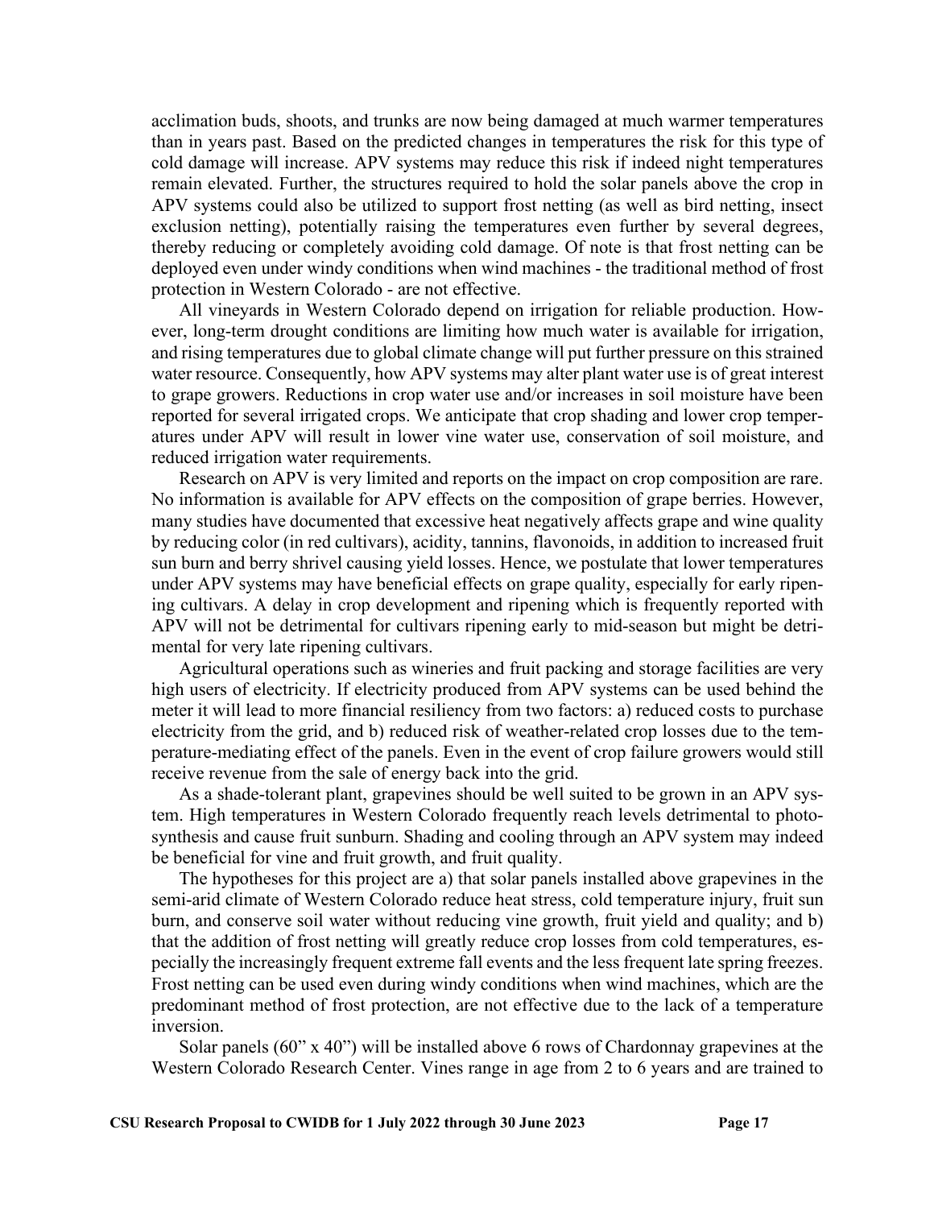acclimation buds, shoots, and trunks are now being damaged at much warmer temperatures than in years past. Based on the predicted changes in temperatures the risk for this type of cold damage will increase. APV systems may reduce this risk if indeed night temperatures remain elevated. Further, the structures required to hold the solar panels above the crop in APV systems could also be utilized to support frost netting (as well as bird netting, insect exclusion netting), potentially raising the temperatures even further by several degrees, thereby reducing or completely avoiding cold damage. Of note is that frost netting can be deployed even under windy conditions when wind machines - the traditional method of frost protection in Western Colorado - are not effective.

All vineyards in Western Colorado depend on irrigation for reliable production. However, long-term drought conditions are limiting how much water is available for irrigation, and rising temperatures due to global climate change will put further pressure on this strained water resource. Consequently, how APV systems may alter plant water use is of great interest to grape growers. Reductions in crop water use and/or increases in soil moisture have been reported for several irrigated crops. We anticipate that crop shading and lower crop temperatures under APV will result in lower vine water use, conservation of soil moisture, and reduced irrigation water requirements.

Research on APV is very limited and reports on the impact on crop composition are rare. No information is available for APV effects on the composition of grape berries. However, many studies have documented that excessive heat negatively affects grape and wine quality by reducing color (in red cultivars), acidity, tannins, flavonoids, in addition to increased fruit sun burn and berry shrivel causing yield losses. Hence, we postulate that lower temperatures under APV systems may have beneficial effects on grape quality, especially for early ripening cultivars. A delay in crop development and ripening which is frequently reported with APV will not be detrimental for cultivars ripening early to mid-season but might be detrimental for very late ripening cultivars.

Agricultural operations such as wineries and fruit packing and storage facilities are very high users of electricity. If electricity produced from APV systems can be used behind the meter it will lead to more financial resiliency from two factors: a) reduced costs to purchase electricity from the grid, and b) reduced risk of weather-related crop losses due to the temperature-mediating effect of the panels. Even in the event of crop failure growers would still receive revenue from the sale of energy back into the grid.

As a shade-tolerant plant, grapevines should be well suited to be grown in an APV system. High temperatures in Western Colorado frequently reach levels detrimental to photosynthesis and cause fruit sunburn. Shading and cooling through an APV system may indeed be beneficial for vine and fruit growth, and fruit quality.

The hypotheses for this project are a) that solar panels installed above grapevines in the semi-arid climate of Western Colorado reduce heat stress, cold temperature injury, fruit sun burn, and conserve soil water without reducing vine growth, fruit yield and quality; and b) that the addition of frost netting will greatly reduce crop losses from cold temperatures, especially the increasingly frequent extreme fall events and the less frequent late spring freezes. Frost netting can be used even during windy conditions when wind machines, which are the predominant method of frost protection, are not effective due to the lack of a temperature inversion.

Solar panels (60" x 40") will be installed above 6 rows of Chardonnay grapevines at the Western Colorado Research Center. Vines range in age from 2 to 6 years and are trained to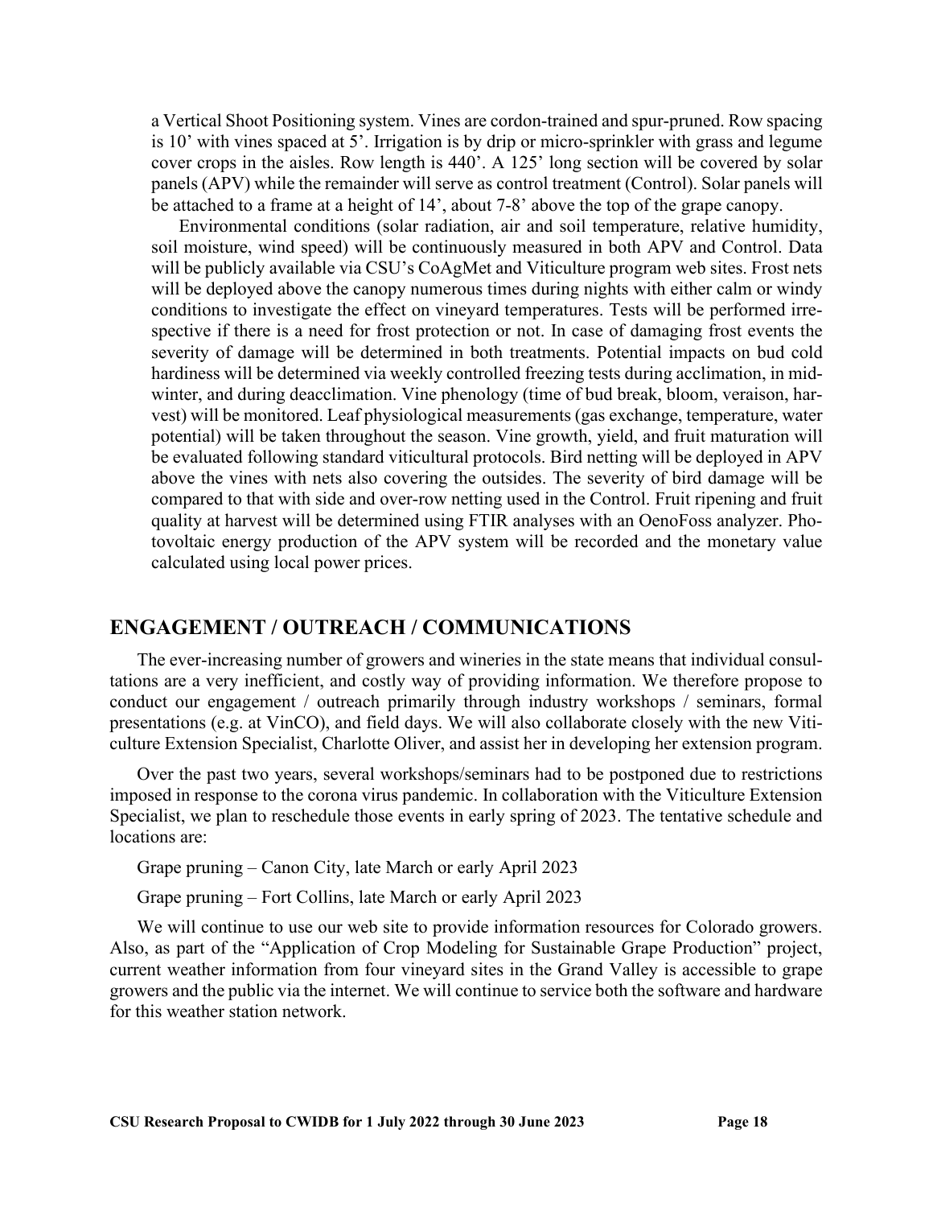a Vertical Shoot Positioning system. Vines are cordon-trained and spur-pruned. Row spacing is 10' with vines spaced at 5'. Irrigation is by drip or micro-sprinkler with grass and legume cover crops in the aisles. Row length is 440'. A 125' long section will be covered by solar panels (APV) while the remainder will serve as control treatment (Control). Solar panels will be attached to a frame at a height of 14', about 7-8' above the top of the grape canopy.

Environmental conditions (solar radiation, air and soil temperature, relative humidity, soil moisture, wind speed) will be continuously measured in both APV and Control. Data will be publicly available via CSU's CoAgMet and Viticulture program web sites. Frost nets will be deployed above the canopy numerous times during nights with either calm or windy conditions to investigate the effect on vineyard temperatures. Tests will be performed irrespective if there is a need for frost protection or not. In case of damaging frost events the severity of damage will be determined in both treatments. Potential impacts on bud cold hardiness will be determined via weekly controlled freezing tests during acclimation, in mid-winter, and during deacclimation. Vine phenology (time of bud break, bloom, veraison, harvest) will be monitored. Leaf physiological measurements (gas exchange, temperature, water potential) will be taken throughout the season. Vine growth, yield, and fruit maturation will be evaluated following standard viticultural protocols. Bird netting will be deployed in APV above the vines with nets also covering the outsides. The severity of bird damage will be compared to that with side and over-row netting used in the Control. Fruit ripening and fruit quality at harvest will be determined using FTIR analyses with an OenoFoss analyzer. Photovoltaic energy production of the APV system will be recorded and the monetary value calculated using local power prices.

## ENGAGEMENT / OUTREACH / COMMUNICATIONS

The ever-increasing number of growers and wineries in the state means that individual consultations are a very inefficient, and costly way of providing information. We therefore propose to conduct our engagement / outreach primarily through industry workshops / seminars, formal presentations (e.g. at VinCO), and field days. We will also collaborate closely with the new Viticulture Extension Specialist, Charlotte Oliver, and assist her in developing her extension program.

Over the past two years, several workshops/seminars had to be postponed due to restrictions imposed in response to the corona virus pandemic. In collaboration with the Viticulture Extension Specialist, we plan to reschedule those events in early spring of 2023. The tentative schedule and locations are:

Grape pruning – Canon City, late March or early April 2023

Grape pruning – Fort Collins, late March or early April 2023

We will continue to use our web site to provide information resources for Colorado growers. Also, as part of the "Application of Crop Modeling for Sustainable Grape Production" project, current weather information from four vineyard sites in the Grand Valley is accessible to grape growers and the public via the internet. We will continue to service both the software and hardware for this weather station network.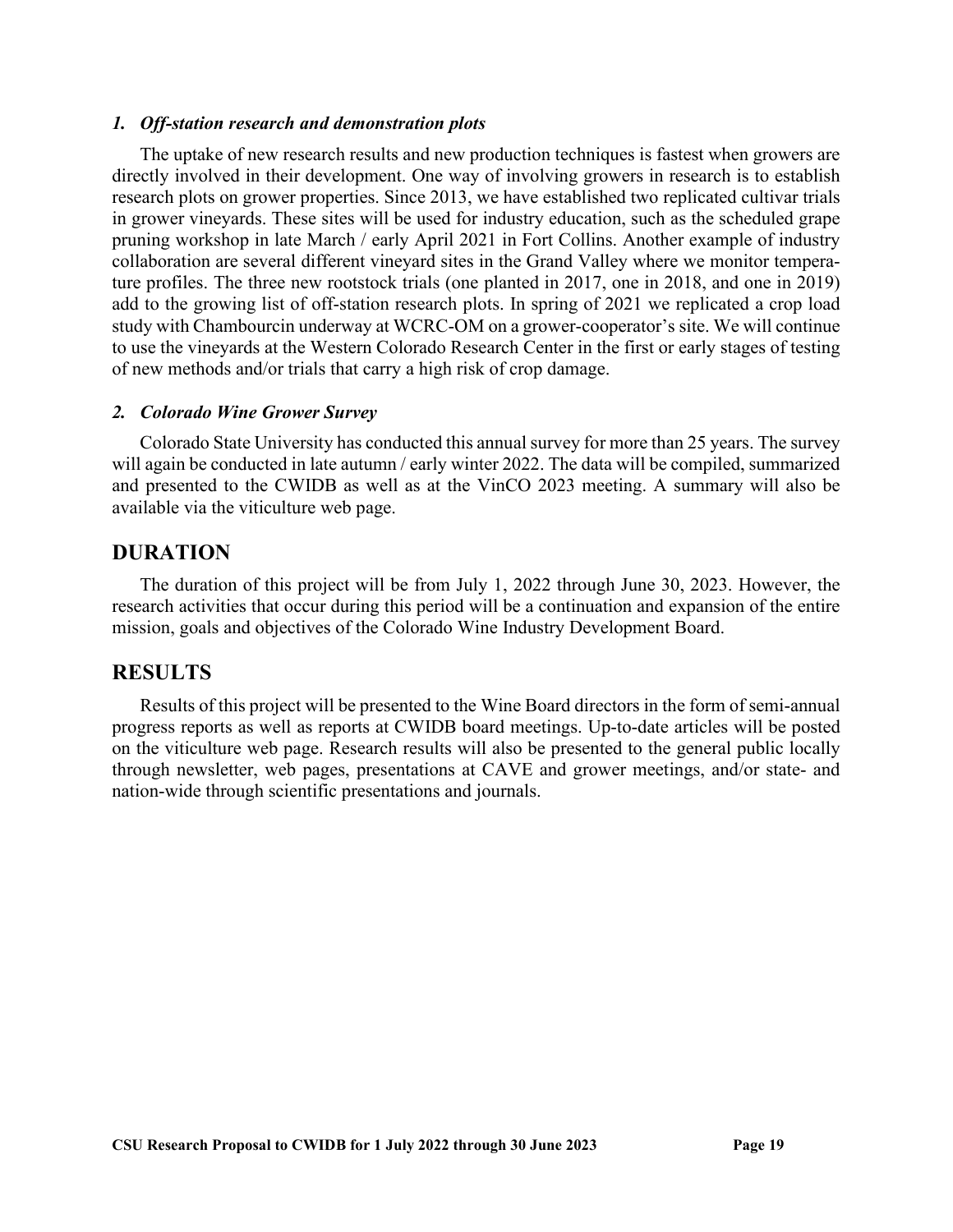### *1. Off-station research and demonstration plots*

The uptake of new research results and new production techniques is fastest when growers are directly involved in their development. One way of involving growers in research is to establish research plots on grower properties. Since 2013, we have established two replicated cultivar trials in grower vineyards. These sites will be used for industry education, such as the scheduled grape pruning workshop in late March / early April 2021 in Fort Collins. Another example of industry collaboration are several different vineyard sites in the Grand Valley where we monitor temperature profiles. The three new rootstock trials (one planted in 2017, one in 2018, and one in 2019) add to the growing list of off-station research plots. In spring of 2021 we replicated a crop load study with Chambourcin underway at WCRC-OM on a grower-cooperator's site. We will continue to use the vineyards at the Western Colorado Research Center in the first or early stages of testing of new methods and/or trials that carry a high risk of crop damage.

### *2. Colorado Wine Grower Survey*

Colorado State University has conducted this annual survey for more than 25 years. The survey will again be conducted in late autumn / early winter 2022. The data will be compiled, summarized and presented to the CWIDB as well as at the VinCO 2023 meeting. A summary will also be available via the viticulture web page.

## DURATION

The duration of this project will be from July 1, 2022 through June 30, 2023. However, the research activities that occur during this period will be a continuation and expansion of the entire mission, goals and objectives of the Colorado Wine Industry Development Board.

## RESULTS

Results of this project will be presented to the Wine Board directors in the form of semi-annual progress reports as well as reports at CWIDB board meetings. Up-to-date articles will be posted on the viticulture web page. Research results will also be presented to the general public locally through newsletter, web pages, presentations at CAVE and grower meetings, and/or state- and nation-wide through scientific presentations and journals.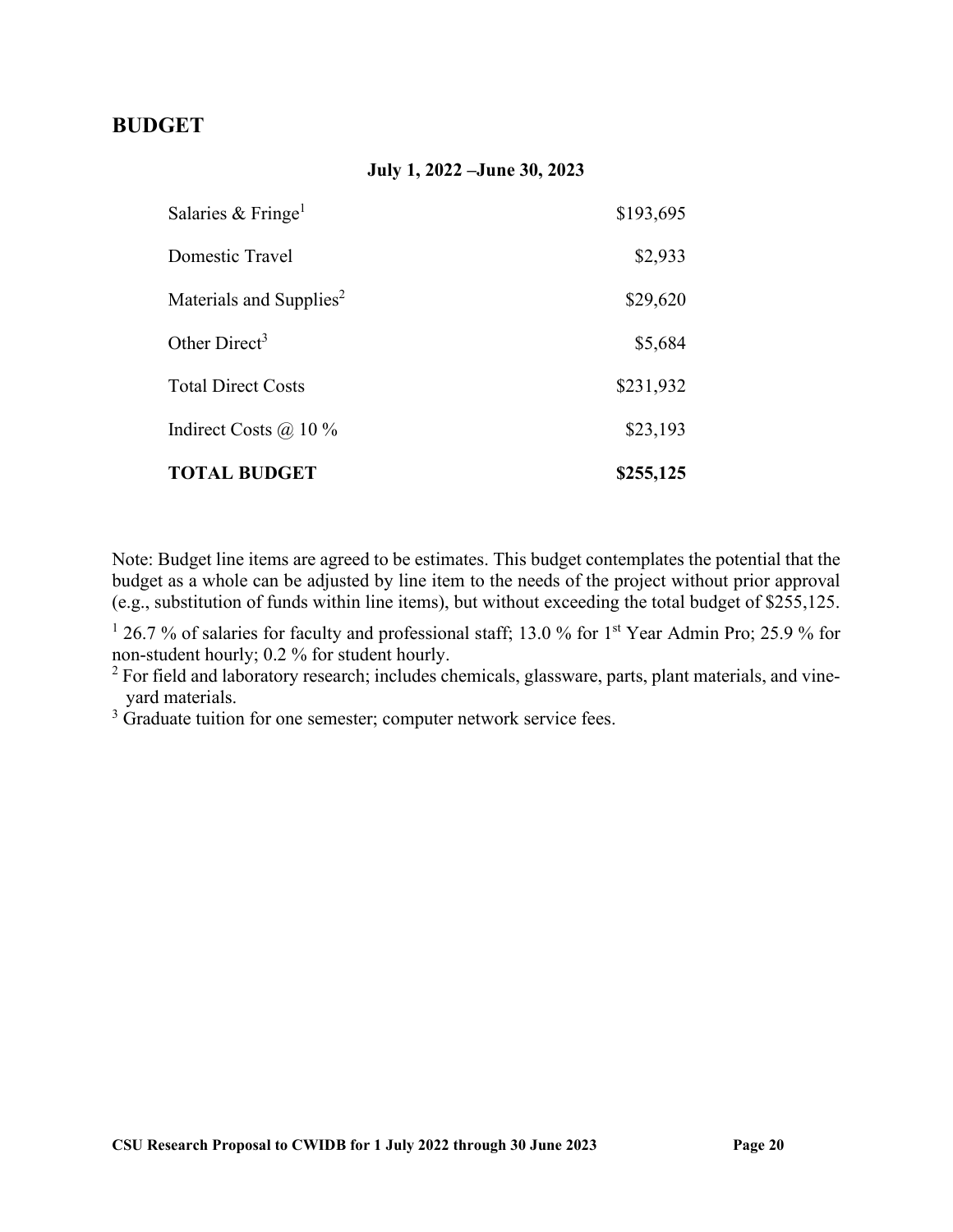## BUDGET

**July 1, 2022 –June 30, 2023**

| | |
|---|---|
| Salaries & Fringe[1] | $193,695 |
| Domestic Travel | $2,933 |
| Materials and Supplies[2] | $29,620 |
| Other Direct[3] | $5,684 |
| Total Direct Costs | $231,932 |
| Indirect Costs @ 10 % | $23,193 |
| **TOTAL BUDGET** | **$255,125** |

Note: Budget line items are agreed to be estimates. This budget contemplates the potential that the budget as a whole can be adjusted by line item to the needs of the project without prior approval (e.g., substitution of funds within line items), but without exceeding the total budget of $255,125.

[1] 26.7 % of salaries for faculty and professional staff; 13.0 % for 1st Year Admin Pro; 25.9 % for non-student hourly; 0.2 % for student hourly.

[2] For field and laboratory research; includes chemicals, glassware, parts, plant materials, and vineyard materials.

[3] Graduate tuition for one semester; computer network service fees.